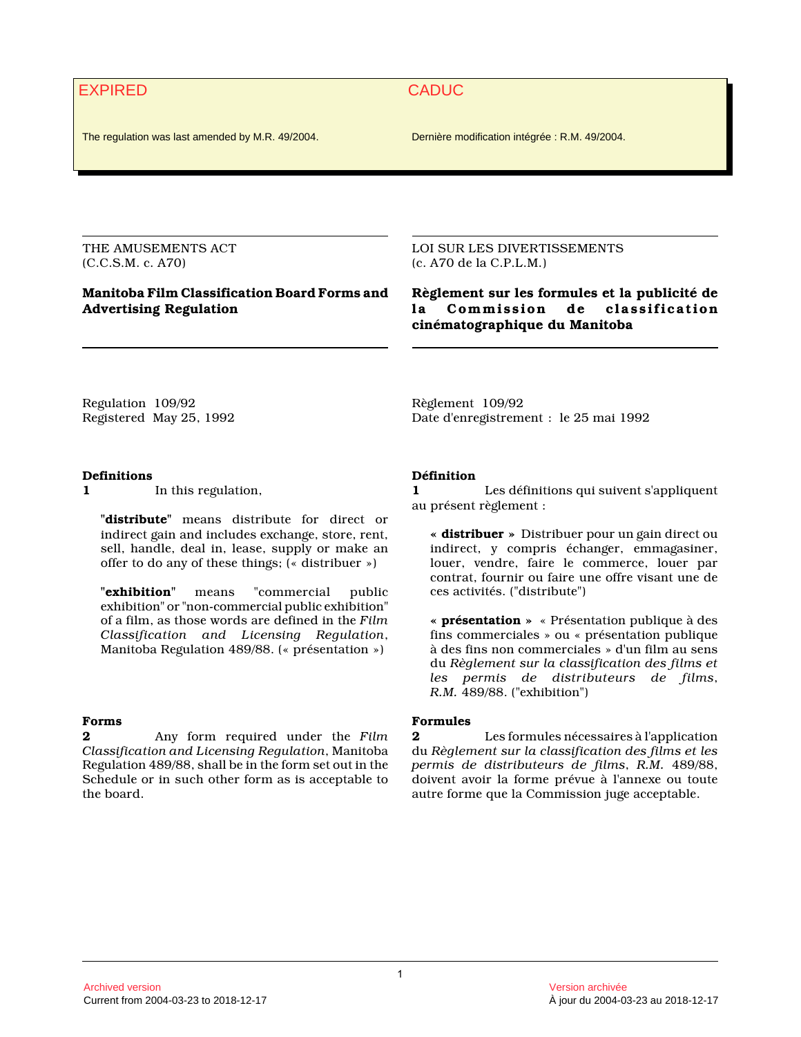EXPIRED

The regulation was last amended by M.R. 49/2004.

CADUC

Dernière modification intégrée : R.M. 49/2004.

THE AMUSEMENTS ACT
(C.C.S.M. c. A70)

# Manitoba Film Classification Board Forms and Advertising Regulation

Regulation 109/92
Registered May 25, 1992

**Definitions**
**1** In this regulation,

"**distribute**" means distribute for direct or indirect gain and includes exchange, store, rent, sell, handle, deal in, lease, supply or make an offer to do any of these things; (« distribuer »)

"**exhibition**" means "commercial public exhibition" or "non-commercial public exhibition" of a film, as those words are defined in the *Film Classification and Licensing Regulation*, Manitoba Regulation 489/88. (« présentation »)

**Forms**
**2** Any form required under the *Film Classification and Licensing Regulation*, Manitoba Regulation 489/88, shall be in the form set out in the Schedule or in such other form as is acceptable to the board.

LOI SUR LES DIVERTISSEMENTS
(c. A70 de la C.P.L.M.)

# Règlement sur les formules et la publicité de la Commission de classification cinématographique du Manitoba

Règlement 109/92
Date d'enregistrement : le 25 mai 1992

**Définition**
**1** Les définitions qui suivent s'appliquent au présent règlement :

**« distribuer »** Distribuer pour un gain direct ou indirect, y compris échanger, emmagasiner, louer, vendre, faire le commerce, louer par contrat, fournir ou faire une offre visant une de ces activités. ("distribute")

**« présentation »** « Présentation publique à des fins commerciales » ou « présentation publique à des fins non commerciales » d'un film au sens du *Règlement sur la classification des films et les permis de distributeurs de films*, *R.M.* 489/88. ("exhibition")

**Formules**
**2** Les formules nécessaires à l'application du *Règlement sur la classification des films et les permis de distributeurs de films*, *R.M.* 489/88, doivent avoir la forme prévue à l'annexe ou toute autre forme que la Commission juge acceptable.

Archived version
Current from 2004-03-23 to 2018-12-17

Version archivée
À jour du 2004-03-23 au 2018-12-17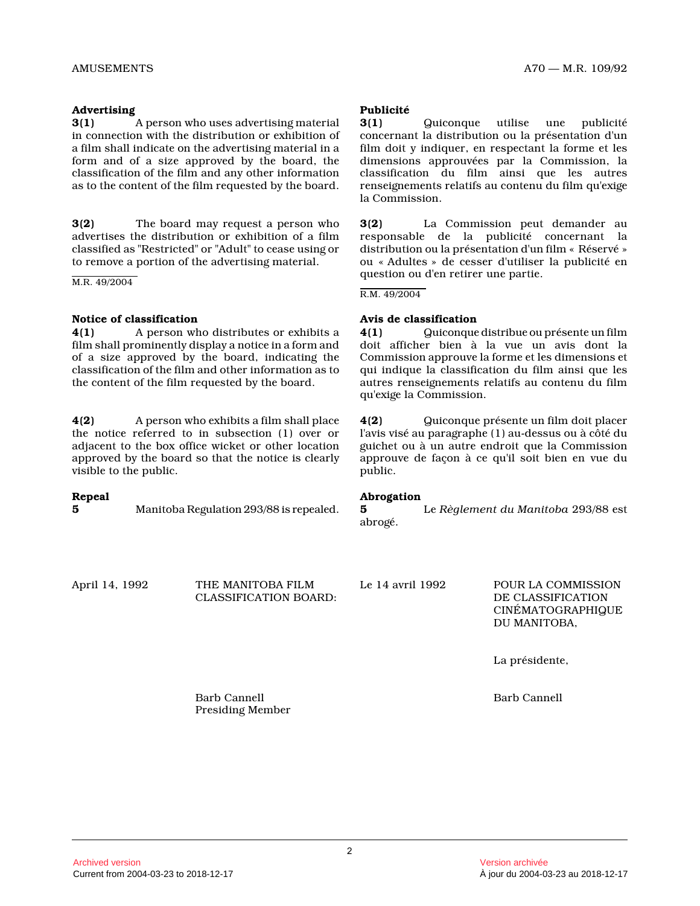**Advertising**

**3(1)** A person who uses advertising material in connection with the distribution or exhibition of a film shall indicate on the advertising material in a form and of a size approved by the board, the classification of the film and any other information as to the content of the film requested by the board.

**3(2)** The board may request a person who advertises the distribution or exhibition of a film classified as "Restricted" or "Adult" to cease using or to remove a portion of the advertising material.

M.R. 49/2004

**Notice of classification**

**4(1)** A person who distributes or exhibits a film shall prominently display a notice in a form and of a size approved by the board, indicating the classification of the film and other information as to the content of the film requested by the board.

**4(2)** A person who exhibits a film shall place the notice referred to in subsection (1) over or adjacent to the box office wicket or other location approved by the board so that the notice is clearly visible to the public.

**Repeal**

**5** Manitoba Regulation 293/88 is repealed.

April 14, 1992

THE MANITOBA FILM CLASSIFICATION BOARD:

Barb Cannell
Presiding Member

**Publicité**

**3(1)** Quiconque utilise une publicité concernant la distribution ou la présentation d'un film doit y indiquer, en respectant la forme et les dimensions approuvées par la Commission, la classification du film ainsi que les autres renseignements relatifs au contenu du film qu'exige la Commission.

**3(2)** La Commission peut demander au responsable de la publicité concernant la distribution ou la présentation d'un film « Réservé » ou « Adultes » de cesser d'utiliser la publicité en question ou d'en retirer une partie.

R.M. 49/2004

**Avis de classification**

**4(1)** Quiconque distribue ou présente un film doit afficher bien à la vue un avis dont la Commission approuve la forme et les dimensions et qui indique la classification du film ainsi que les autres renseignements relatifs au contenu du film qu'exige la Commission.

**4(2)** Quiconque présente un film doit placer l'avis visé au paragraphe (1) au-dessus ou à côté du guichet ou à un autre endroit que la Commission approuve de façon à ce qu'il soit bien en vue du public.

**Abrogation**

**5** Le *Règlement du Manitoba* 293/88 est abrogé.

Le 14 avril 1992

POUR LA COMMISSION DE CLASSIFICATION CINÉMATOGRAPHIQUE DU MANITOBA,

La présidente,

Barb Cannell

Archived version
Current from 2004-03-23 to 2018-12-17

Version archivée
À jour du 2004-03-23 au 2018-12-17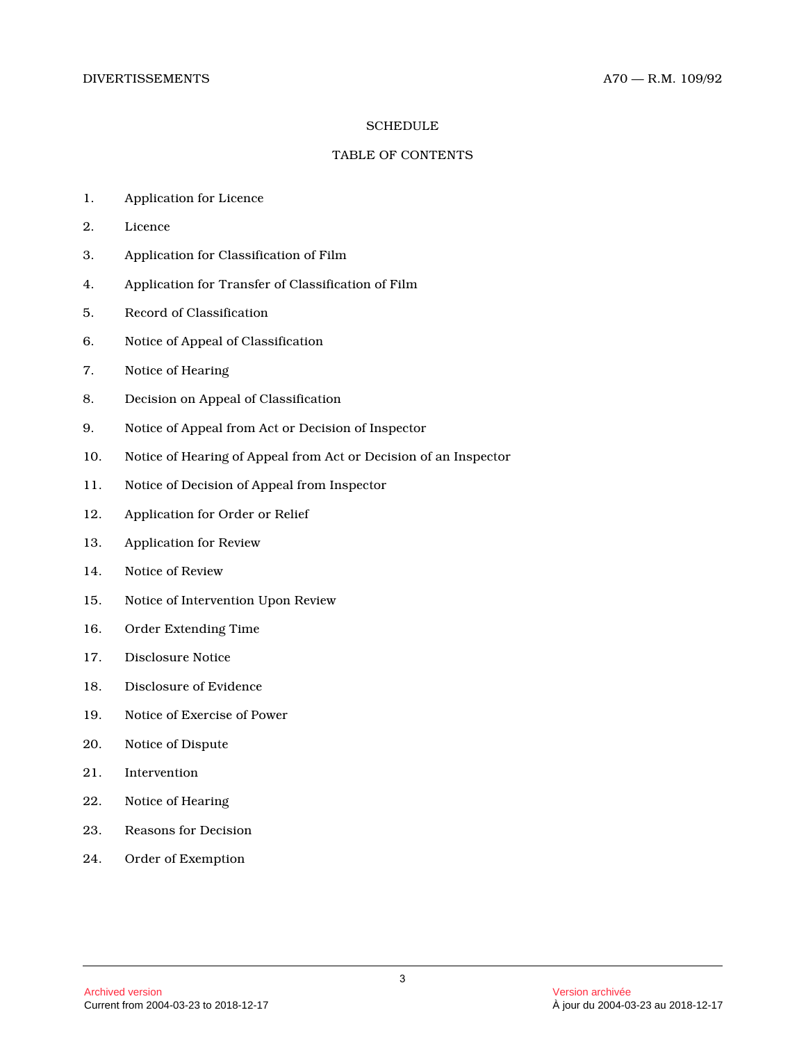# SCHEDULE

## TABLE OF CONTENTS

1. Application for Licence
2. Licence
3. Application for Classification of Film
4. Application for Transfer of Classification of Film
5. Record of Classification
6. Notice of Appeal of Classification
7. Notice of Hearing
8. Decision on Appeal of Classification
9. Notice of Appeal from Act or Decision of Inspector
10. Notice of Hearing of Appeal from Act or Decision of an Inspector
11. Notice of Decision of Appeal from Inspector
12. Application for Order or Relief
13. Application for Review
14. Notice of Review
15. Notice of Intervention Upon Review
16. Order Extending Time
17. Disclosure Notice
18. Disclosure of Evidence
19. Notice of Exercise of Power
20. Notice of Dispute
21. Intervention
22. Notice of Hearing
23. Reasons for Decision
24. Order of Exemption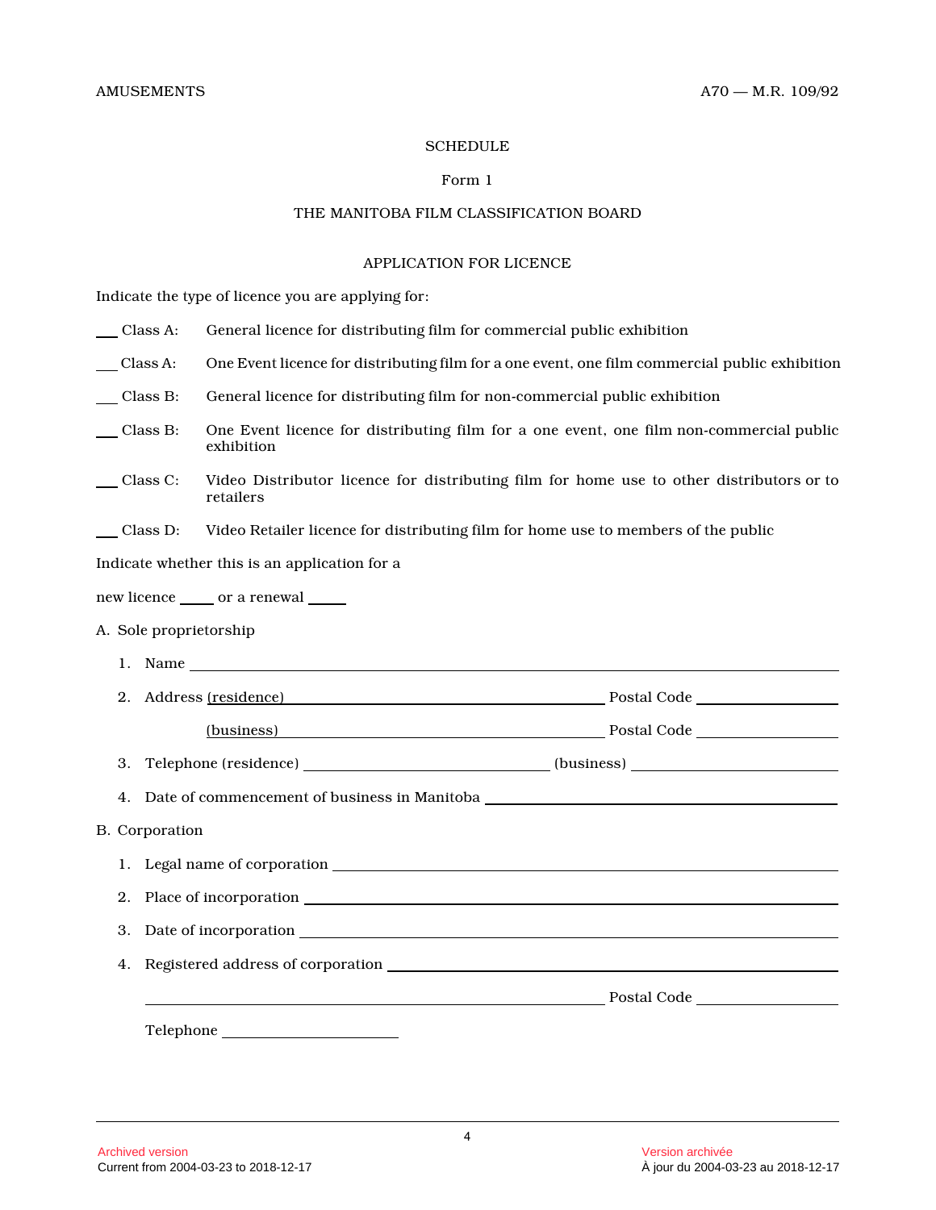## SCHEDULE

### Form 1

### THE MANITOBA FILM CLASSIFICATION BOARD

### APPLICATION FOR LICENCE

Indicate the type of licence you are applying for:

___ Class A: General licence for distributing film for commercial public exhibition

___ Class A: One Event licence for distributing film for a one event, one film commercial public exhibition

___ Class B: General licence for distributing film for non-commercial public exhibition

___ Class B: One Event licence for distributing film for a one event, one film non-commercial public exhibition

___ Class C: Video Distributor licence for distributing film for home use to other distributors or to retailers

___ Class D: Video Retailer licence for distributing film for home use to members of the public

Indicate whether this is an application for a

new licence _____ or a renewal _____

A. Sole proprietorship

1. Name ______________________________

2. Address (residence) ______________________________ Postal Code ______________

   (business) ______________________________ Postal Code ______________

3. Telephone (residence) ______________________ (business) ______________________

4. Date of commencement of business in Manitoba ______________________________

B. Corporation

1. Legal name of corporation ______________________________

2. Place of incorporation ______________________________

3. Date of incorporation ______________________________

4. Registered address of corporation ______________________________

   ______________________________ Postal Code ______________

   Telephone ______________________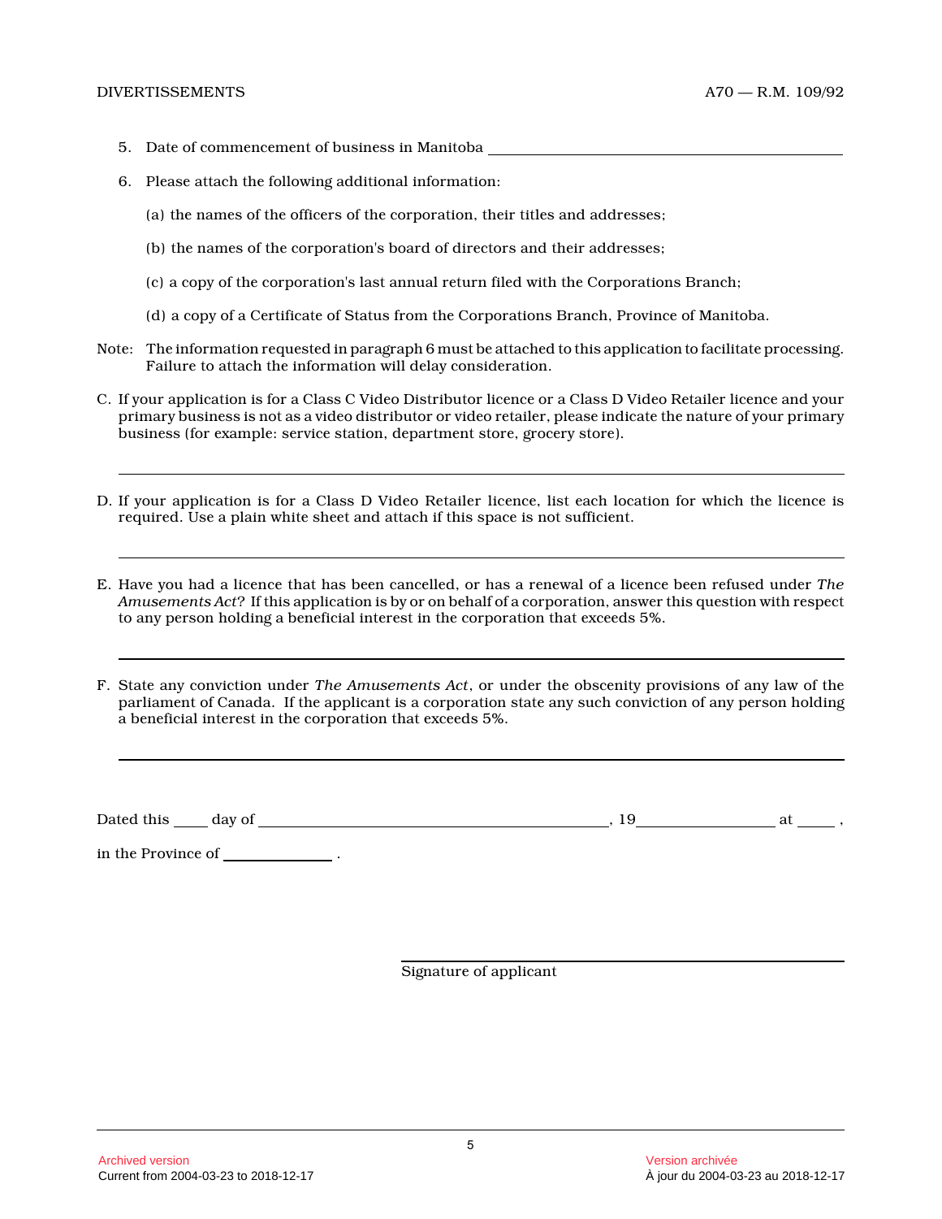5. Date of commencement of business in Manitoba ______________________________

6. Please attach the following additional information:

   (a) the names of the officers of the corporation, their titles and addresses;

   (b) the names of the corporation's board of directors and their addresses;

   (c) a copy of the corporation's last annual return filed with the Corporations Branch;

   (d) a copy of a Certificate of Status from the Corporations Branch, Province of Manitoba.

Note: The information requested in paragraph 6 must be attached to this application to facilitate processing. Failure to attach the information will delay consideration.

C. If your application is for a Class C Video Distributor licence or a Class D Video Retailer licence and your primary business is not as a video distributor or video retailer, please indicate the nature of your primary business (for example: service station, department store, grocery store).

______________________________________________________________________

D. If your application is for a Class D Video Retailer licence, list each location for which the licence is required. Use a plain white sheet and attach if this space is not sufficient.

______________________________________________________________________

E. Have you had a licence that has been cancelled, or has a renewal of a licence been refused under *The Amusements Act*? If this application is by or on behalf of a corporation, answer this question with respect to any person holding a beneficial interest in the corporation that exceeds 5%.

______________________________________________________________________

F. State any conviction under *The Amusements Act*, or under the obscenity provisions of any law of the parliament of Canada. If the applicant is a corporation state any such conviction of any person holding a beneficial interest in the corporation that exceeds 5%.

______________________________________________________________________

Dated this ____ day of ______________________________, 19____________ at _____ ,

in the Province of ____________ .

______________________________
Signature of applicant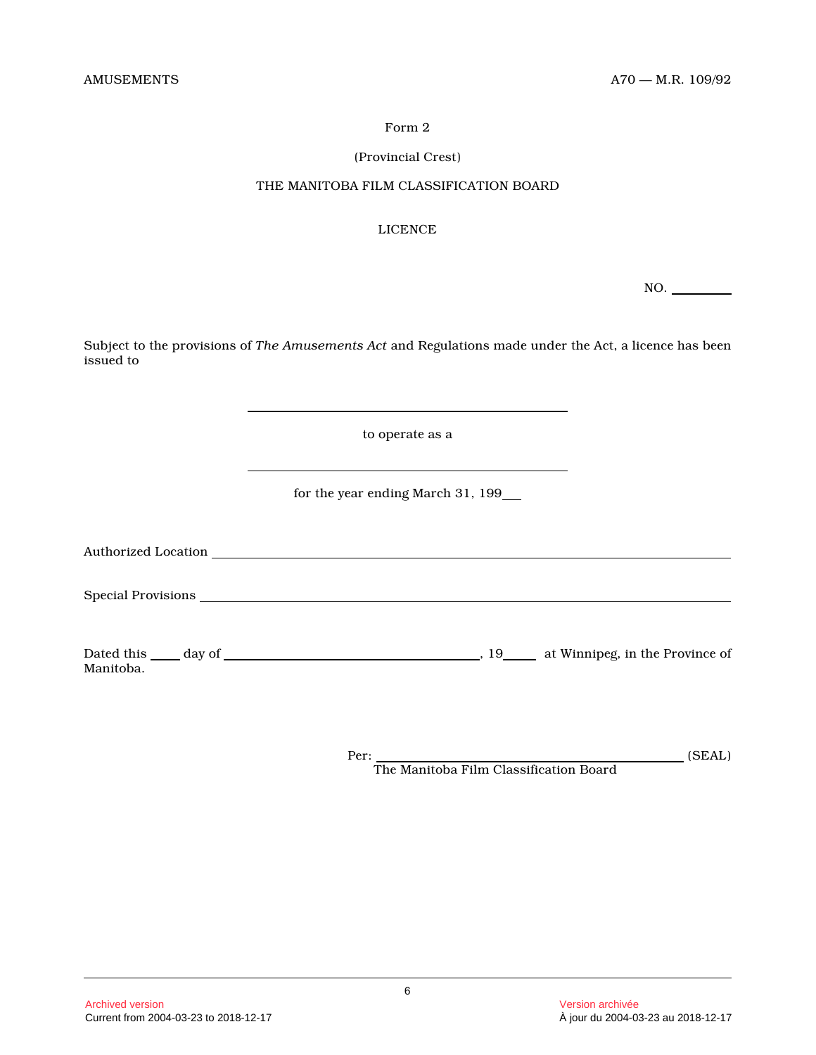Form 2

(Provincial Crest)

THE MANITOBA FILM CLASSIFICATION BOARD

LICENCE

NO. __________

Subject to the provisions of *The Amusements Act* and Regulations made under the Act, a licence has been issued to

______________________________________________

to operate as a

______________________________________________

for the year ending March 31, 199___

Authorized Location ______________________________________________

Special Provisions ______________________________________________

Dated this _____ day of ______________________________, 19_____ at Winnipeg, in the Province of Manitoba.

Per: ______________________________________________ (SEAL)
The Manitoba Film Classification Board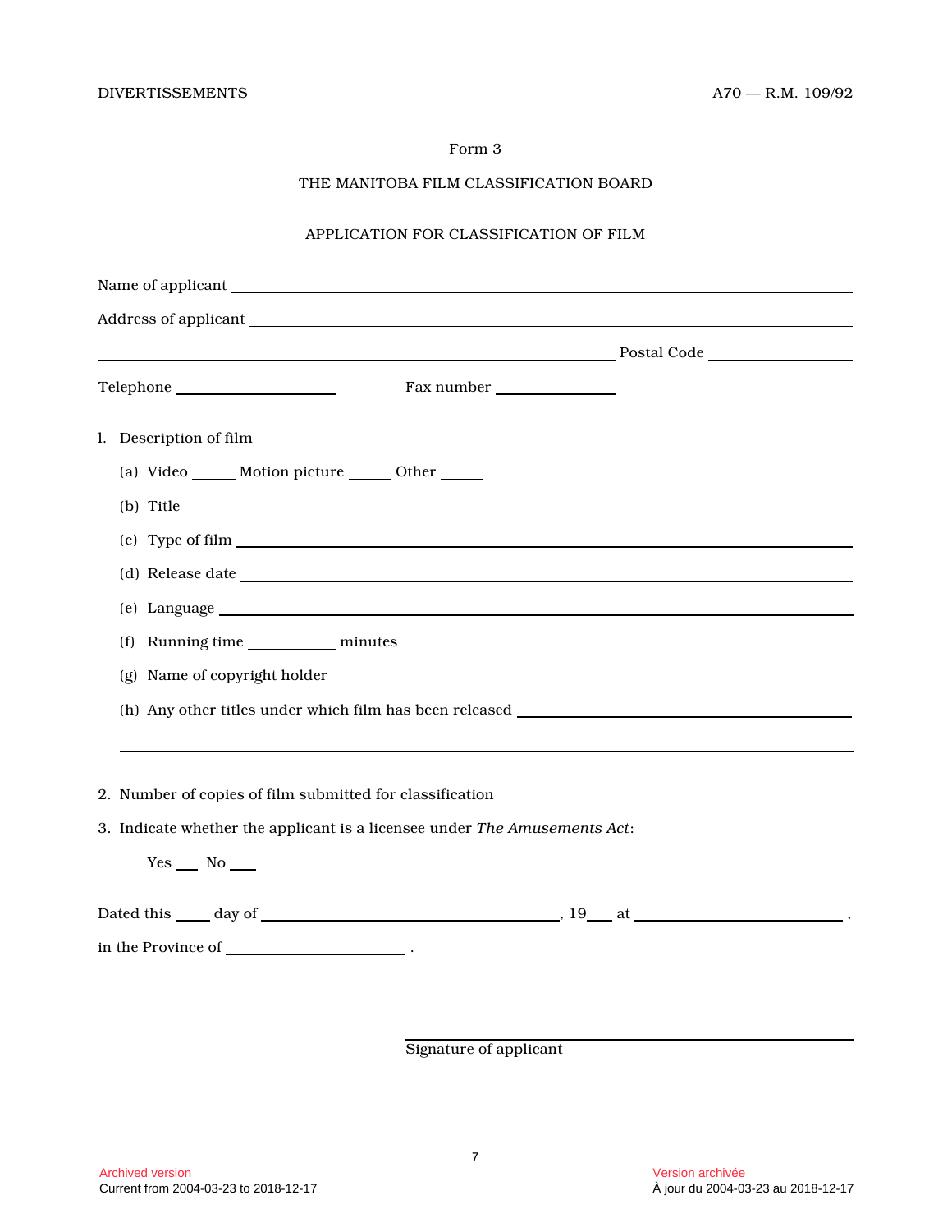Form 3

THE MANITOBA FILM CLASSIFICATION BOARD

APPLICATION FOR CLASSIFICATION OF FILM

Name of applicant ____________________________________________

Address of applicant ____________________________________________

____________________________________________ Postal Code ______________

Telephone ________________ Fax number ______________

1. Description of film

   (a) Video _____ Motion picture _____ Other _____

   (b) Title ____________________________________________

   (c) Type of film ____________________________________________

   (d) Release date ____________________________________________

   (e) Language ____________________________________________

   (f) Running time __________ minutes

   (g) Name of copyright holder ____________________________________________

   (h) Any other titles under which film has been released ______________________________

   ____________________________________________

2. Number of copies of film submitted for classification ______________________________

3. Indicate whether the applicant is a licensee under *The Amusements Act*:

   Yes ___ No ___

Dated this ____ day of ______________________________, 19___ at ______________________,

in the Province of ____________________ .

____________________________________

Signature of applicant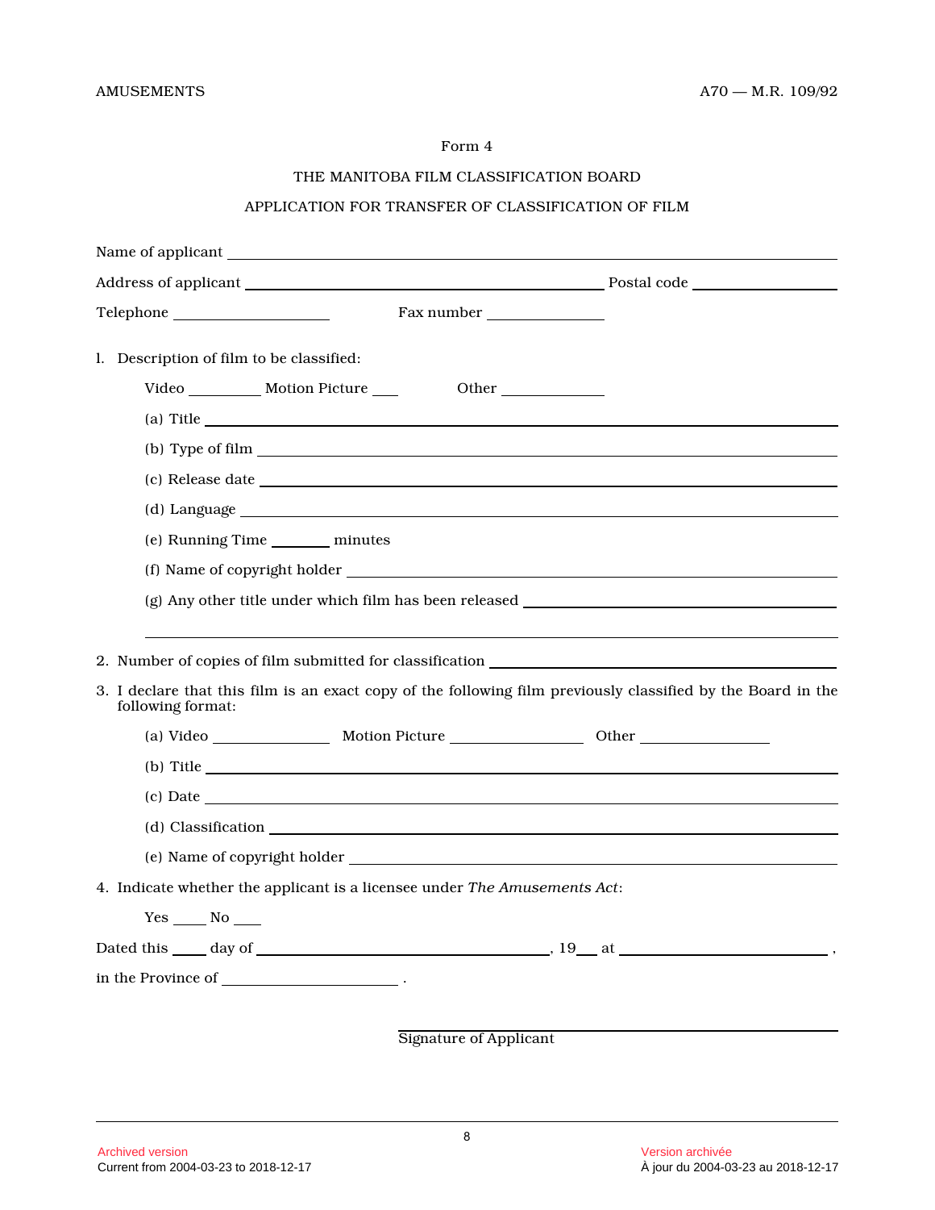Form 4

THE MANITOBA FILM CLASSIFICATION BOARD

APPLICATION FOR TRANSFER OF CLASSIFICATION OF FILM

Name of applicant ______________________________________________

Address of applicant ______________________________ Postal code ____________

Telephone ______________ Fax number ____________

1. Description of film to be classified:

   Video _______ Motion Picture ___ Other __________

   (a) Title ______________________________________________

   (b) Type of film ______________________________________________

   (c) Release date ______________________________________________

   (d) Language ______________________________________________

   (e) Running Time ______ minutes

   (f) Name of copyright holder ______________________________________________

   (g) Any other title under which film has been released ______________________________

   ______________________________________________

2. Number of copies of film submitted for classification ______________________________

3. I declare that this film is an exact copy of the following film previously classified by the Board in the following format:

   (a) Video ___________ Motion Picture ____________ Other ____________

   (b) Title ______________________________________________

   (c) Date ______________________________________________

   (d) Classification ______________________________________________

   (e) Name of copyright holder ______________________________________________

4. Indicate whether the applicant is a licensee under *The Amusements Act*:

   Yes ___ No ___

Dated this ___ day of _________________________, 19__ at ____________________,

in the Province of ________________ .

______________________________
Signature of Applicant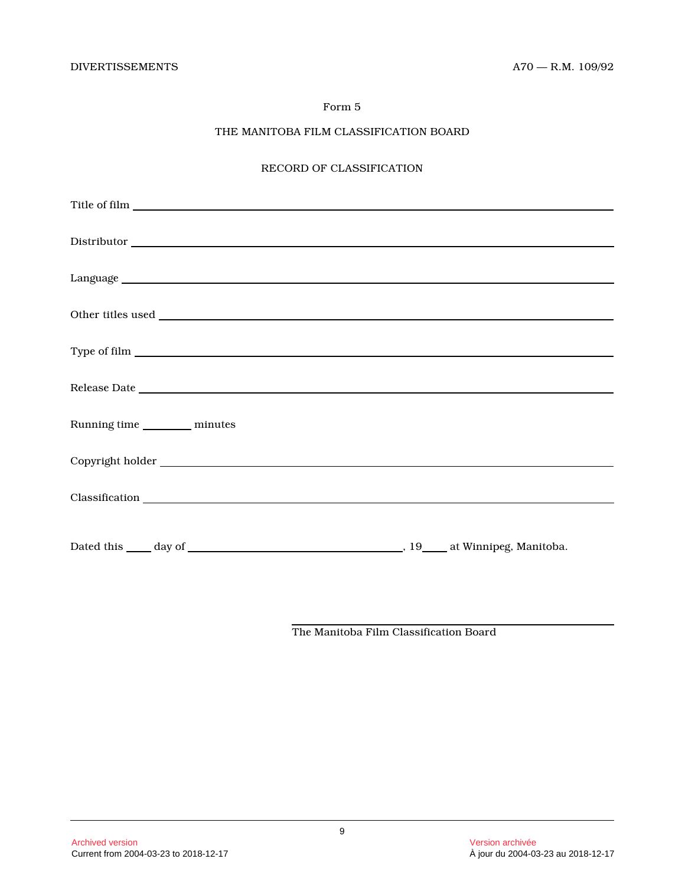Form 5

THE MANITOBA FILM CLASSIFICATION BOARD

RECORD OF CLASSIFICATION

Title of film ______________________________________________

Distributor ______________________________________________

Language ______________________________________________

Other titles used ______________________________________________

Type of film ______________________________________________

Release Date ______________________________________________

Running time ________ minutes

Copyright holder ______________________________________________

Classification ______________________________________________

Dated this ____ day of ________________________, 19____ at Winnipeg, Manitoba.

______________________________________________
The Manitoba Film Classification Board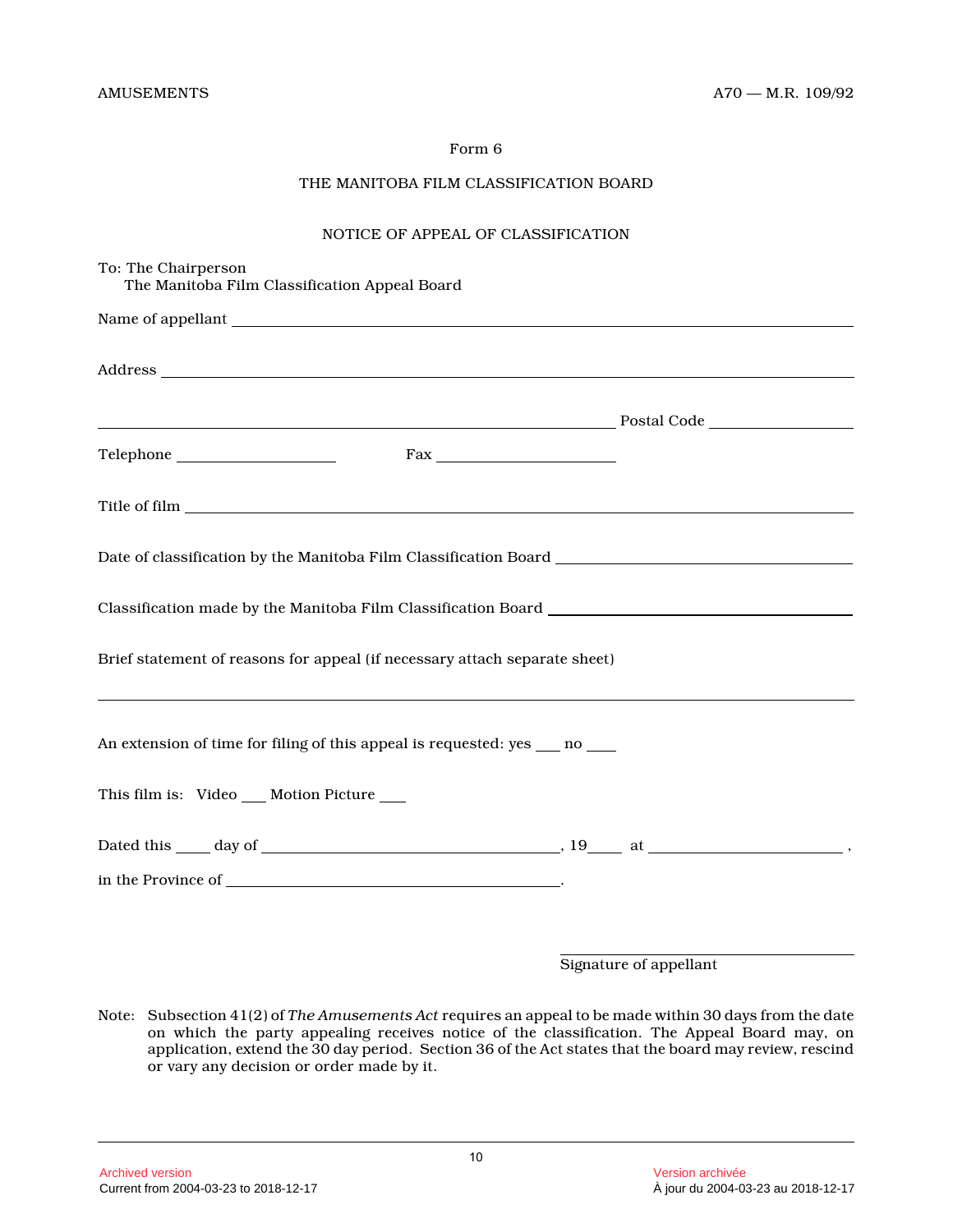Form 6

THE MANITOBA FILM CLASSIFICATION BOARD

NOTICE OF APPEAL OF CLASSIFICATION

To: The Chairperson
The Manitoba Film Classification Appeal Board

Name of appellant ____________________________________________

Address ____________________________________________

____________________________________________ Postal Code ______________

Telephone ______________ Fax ______________

Title of film ____________________________________________

Date of classification by the Manitoba Film Classification Board ______________________

Classification made by the Manitoba Film Classification Board ______________________

Brief statement of reasons for appeal (if necessary attach separate sheet)

____________________________________________

An extension of time for filing of this appeal is requested: yes ___ no ___

This film is: Video ___ Motion Picture ___

Dated this ____ day of ______________________, 19____ at ______________________,

in the Province of ______________________.

______________________
Signature of appellant

Note: Subsection 41(2) of *The Amusements Act* requires an appeal to be made within 30 days from the date on which the party appealing receives notice of the classification. The Appeal Board may, on application, extend the 30 day period. Section 36 of the Act states that the board may review, rescind or vary any decision or order made by it.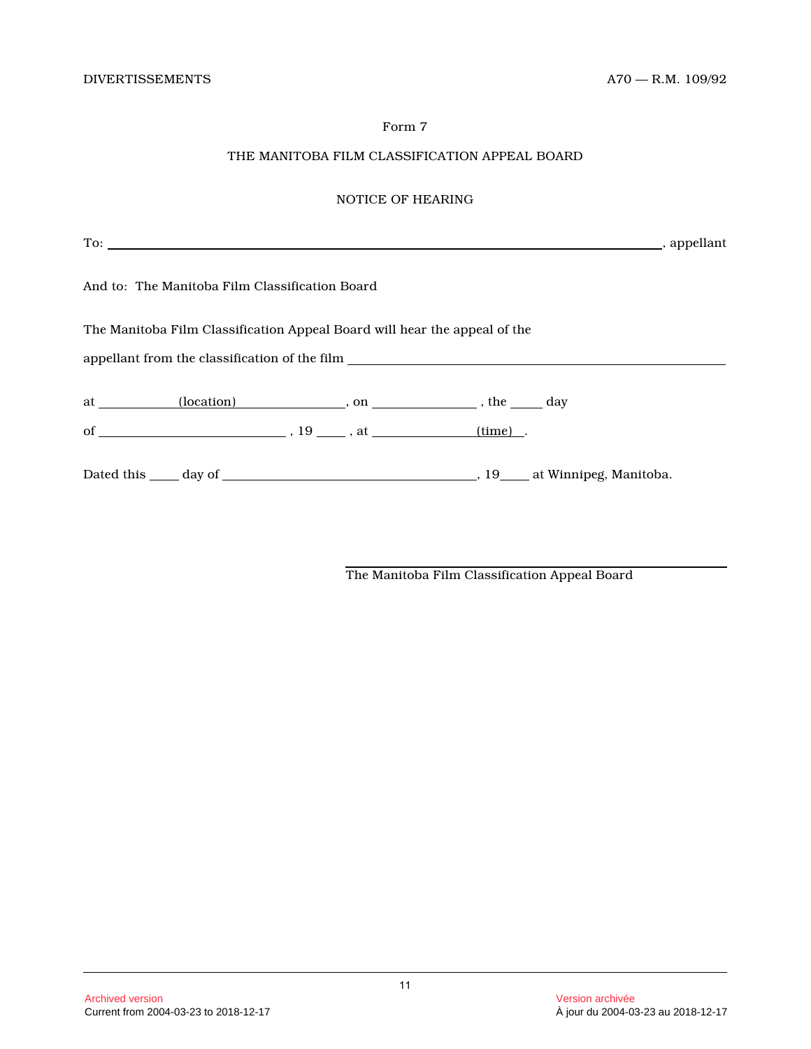Form 7

THE MANITOBA FILM CLASSIFICATION APPEAL BOARD

NOTICE OF HEARING

To: ____________________________________________________________, appellant

And to: The Manitoba Film Classification Board

The Manitoba Film Classification Appeal Board will hear the appeal of the appellant from the classification of the film ____________________________________________

at ____________(location)________________, on ________________ , the _____ day of ____________________________ , 19 _____ , at ________________(time)___.

Dated this _____ day of ______________________________________, 19_____ at Winnipeg, Manitoba.

______________________________________________

The Manitoba Film Classification Appeal Board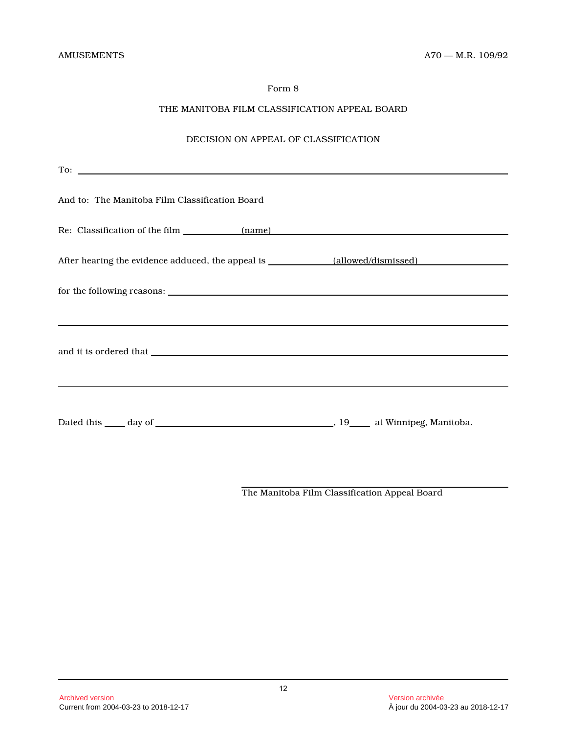Form 8

THE MANITOBA FILM CLASSIFICATION APPEAL BOARD

DECISION ON APPEAL OF CLASSIFICATION

To: ______________________________________________________________

And to: The Manitoba Film Classification Board

Re: Classification of the film ____________(name)______________________________

After hearing the evidence adduced, the appeal is ____________(allowed/dismissed)__________________

for the following reasons: ______________________________________________

______________________________________________________________

and it is ordered that __________________________________________________

______________________________________________________________

Dated this ____ day of ________________________, 19____ at Winnipeg, Manitoba.

______________________________________
The Manitoba Film Classification Appeal Board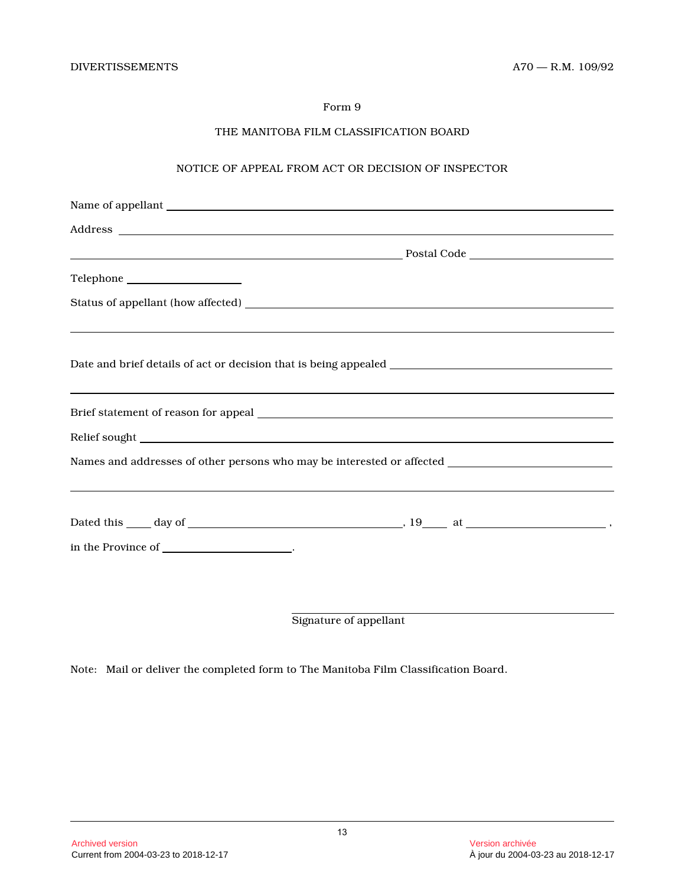Form 9

THE MANITOBA FILM CLASSIFICATION BOARD

NOTICE OF APPEAL FROM ACT OR DECISION OF INSPECTOR

Name of appellant ____________________________________________

Address ____________________________________________

____________________________ Postal Code ______________

Telephone ______________

Status of appellant (how affected) ____________________________________________

____________________________________________

Date and brief details of act or decision that is being appealed ____________________

____________________________________________

Brief statement of reason for appeal ____________________________________________

Relief sought ____________________________________________

Names and addresses of other persons who may be interested or affected ______________

____________________________________________

Dated this ____ day of ____________________, 19____ at ______________,

in the Province of ______________.

____________________________
Signature of appellant

Note: Mail or deliver the completed form to The Manitoba Film Classification Board.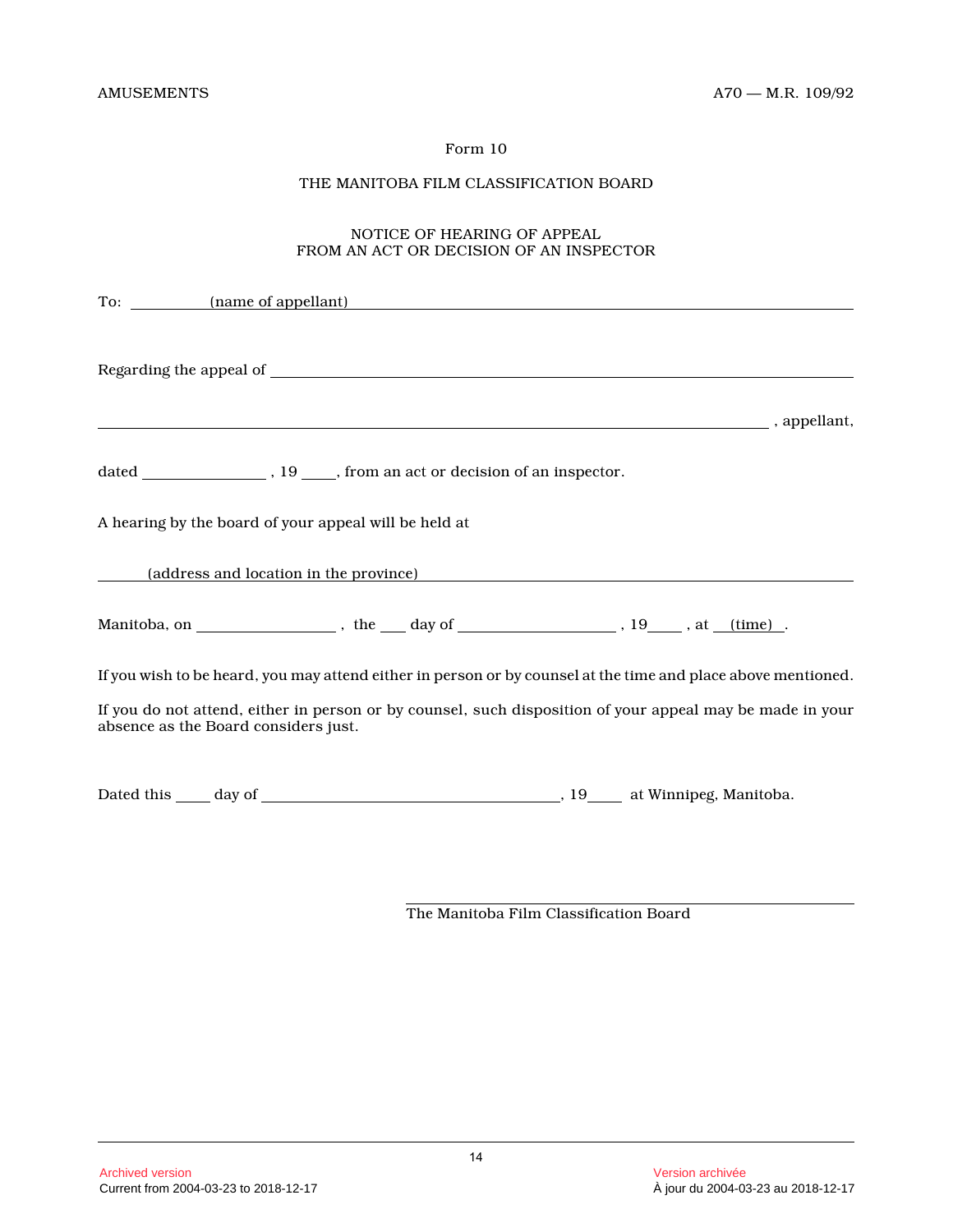Form 10

THE MANITOBA FILM CLASSIFICATION BOARD

NOTICE OF HEARING OF APPEAL
FROM AN ACT OR DECISION OF AN INSPECTOR

To: (name of appellant)

Regarding the appeal of \_\_\_\_\_\_\_\_\_\_\_\_\_\_\_\_\_\_\_\_\_\_\_\_\_\_\_\_\_\_\_\_\_\_\_\_\_\_\_\_

\_\_\_\_\_\_\_\_\_\_\_\_\_\_\_\_\_\_\_\_\_\_\_\_\_\_\_\_\_\_\_\_\_\_\_\_\_\_\_\_\_\_\_\_\_\_\_\_\_\_\_\_\_\_ , appellant,

dated \_\_\_\_\_\_\_\_\_\_\_\_\_\_ , 19 \_\_\_\_, from an act or decision of an inspector.

A hearing by the board of your appeal will be held at

(address and location in the province)

Manitoba, on \_\_\_\_\_\_\_\_\_\_\_\_\_\_\_ , the \_\_\_ day of \_\_\_\_\_\_\_\_\_\_\_\_\_\_\_\_ , 19\_\_\_\_ , at (time) .

If you wish to be heard, you may attend either in person or by counsel at the time and place above mentioned.

If you do not attend, either in person or by counsel, such disposition of your appeal may be made in your absence as the Board considers just.

Dated this \_\_\_\_ day of \_\_\_\_\_\_\_\_\_\_\_\_\_\_\_\_\_\_\_\_\_\_\_\_\_\_\_\_\_\_\_\_, 19\_\_\_\_ at Winnipeg, Manitoba.

\_\_\_\_\_\_\_\_\_\_\_\_\_\_\_\_\_\_\_\_\_\_\_\_\_\_\_\_\_\_\_\_\_\_\_\_\_\_\_\_
The Manitoba Film Classification Board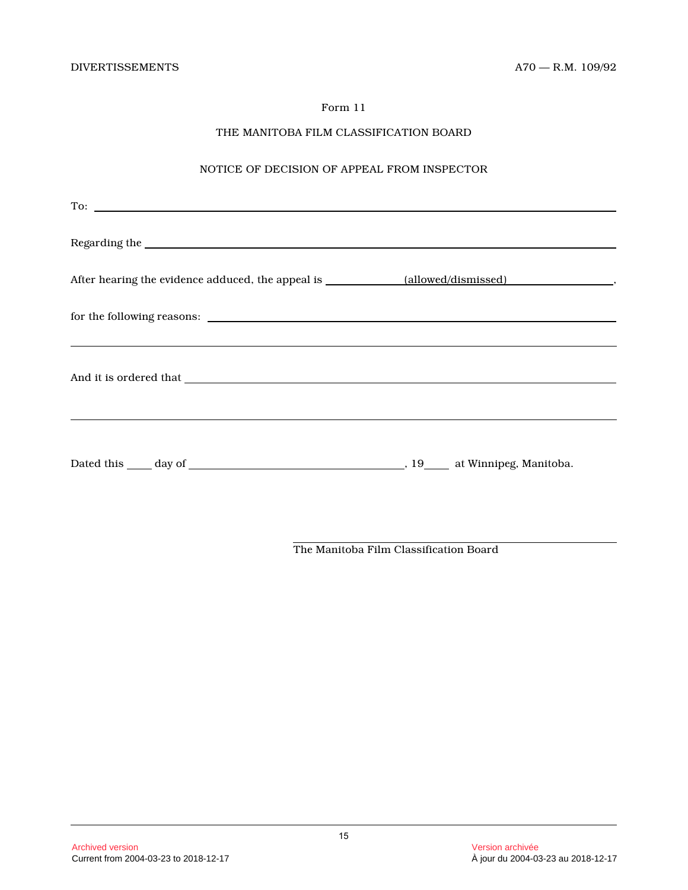Form 11

THE MANITOBA FILM CLASSIFICATION BOARD

NOTICE OF DECISION OF APPEAL FROM INSPECTOR

To: ______________________________________________________________

Regarding the ______________________________________________________

After hearing the evidence adduced, the appeal is ____________ (allowed/dismissed) __________________,

for the following reasons: ______________________________________________

______________________________________________________________

And it is ordered that _________________________________________________

______________________________________________________________

Dated this ____ day of ________________________________, 19____ at Winnipeg, Manitoba.

______________________________________

The Manitoba Film Classification Board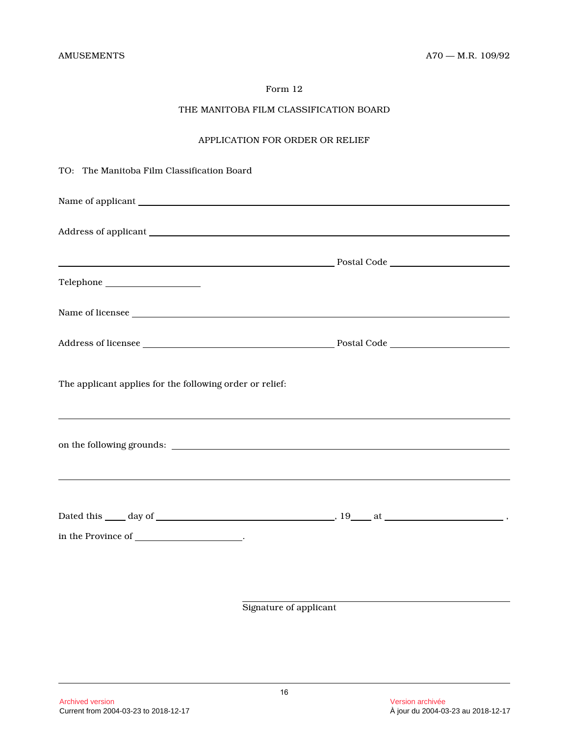Form 12

THE MANITOBA FILM CLASSIFICATION BOARD

APPLICATION FOR ORDER OR RELIEF

TO: The Manitoba Film Classification Board

Name of applicant ______________________________________________

Address of applicant ______________________________________________

______________________________ Postal Code ____________________

Telephone ____________________

Name of licensee ______________________________________________

Address of licensee ______________________________ Postal Code ____________________

The applicant applies for the following order or relief:

______________________________________________________________

on the following grounds: ______________________________________________

______________________________________________________________

Dated this ____ day of ______________________, 19____ at ______________________,

in the Province of ____________________.

______________________________
Signature of applicant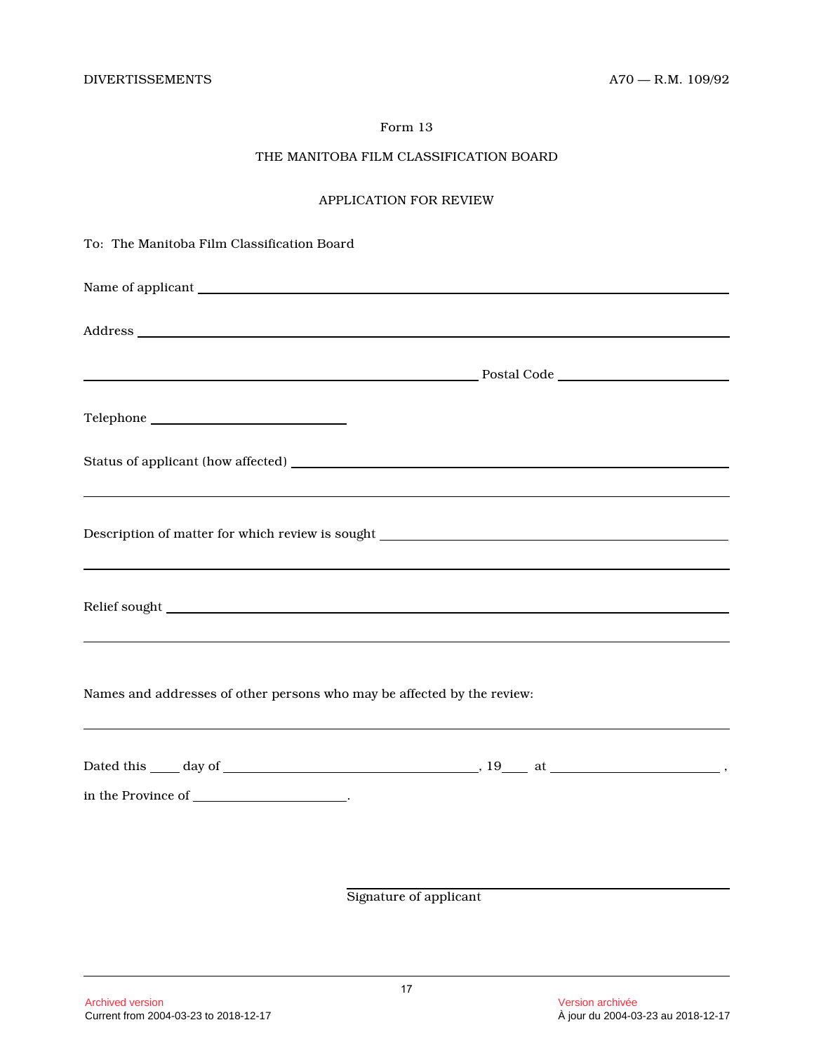Form 13

THE MANITOBA FILM CLASSIFICATION BOARD

APPLICATION FOR REVIEW

To: The Manitoba Film Classification Board

Name of applicant ____________________________________________

Address ____________________________________________

____________________________________________ Postal Code ____________________

Telephone ____________________

Status of applicant (how affected) ____________________________________________

____________________________________________

Description of matter for which review is sought ____________________________________________

____________________________________________

Relief sought ____________________________________________

____________________________________________

Names and addresses of other persons who may be affected by the review:

____________________________________________

Dated this ____ day of ____________________, 19____ at ____________________,

in the Province of ____________________.

____________________________________________
Signature of applicant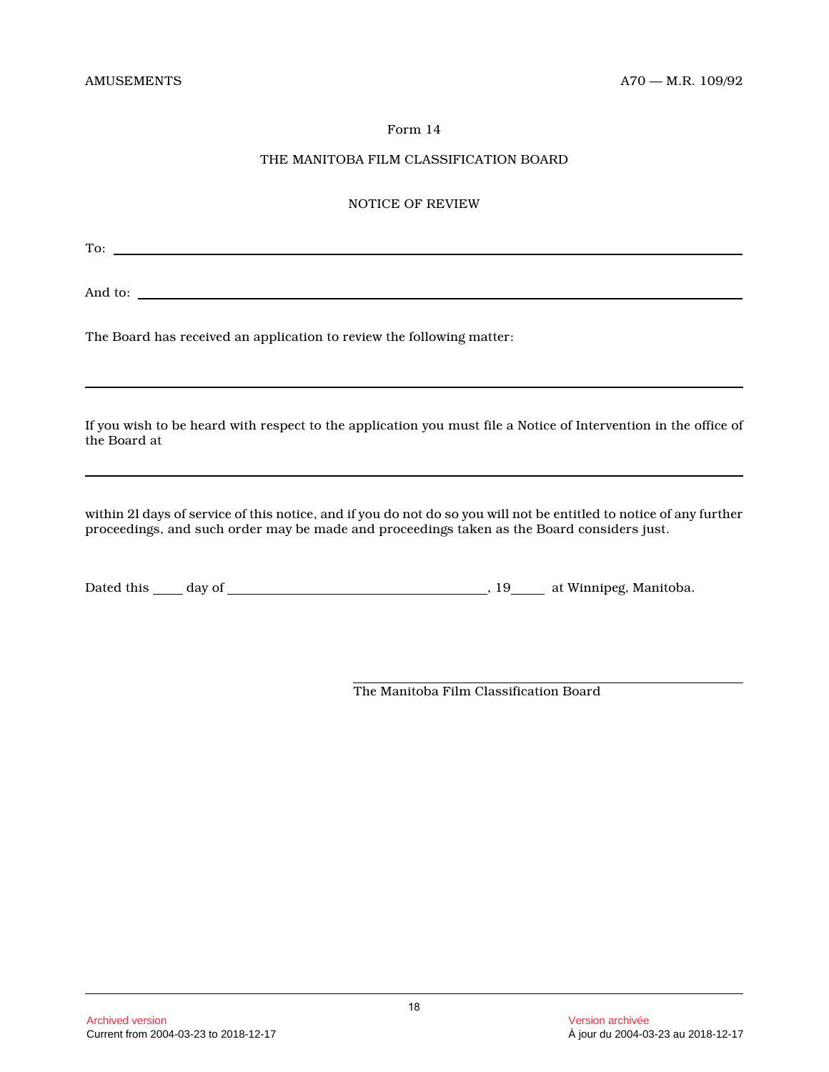Form 14

THE MANITOBA FILM CLASSIFICATION BOARD

NOTICE OF REVIEW

To: ____________________________________________________________

And to: ________________________________________________________

The Board has received an application to review the following matter:

________________________________________________________________

If you wish to be heard with respect to the application you must file a Notice of Intervention in the office of the Board at

________________________________________________________________

within 21 days of service of this notice, and if you do not do so you will not be entitled to notice of any further proceedings, and such order may be made and proceedings taken as the Board considers just.

Dated this ____ day of ______________________________, 19____ at Winnipeg, Manitoba.

______________________________________
The Manitoba Film Classification Board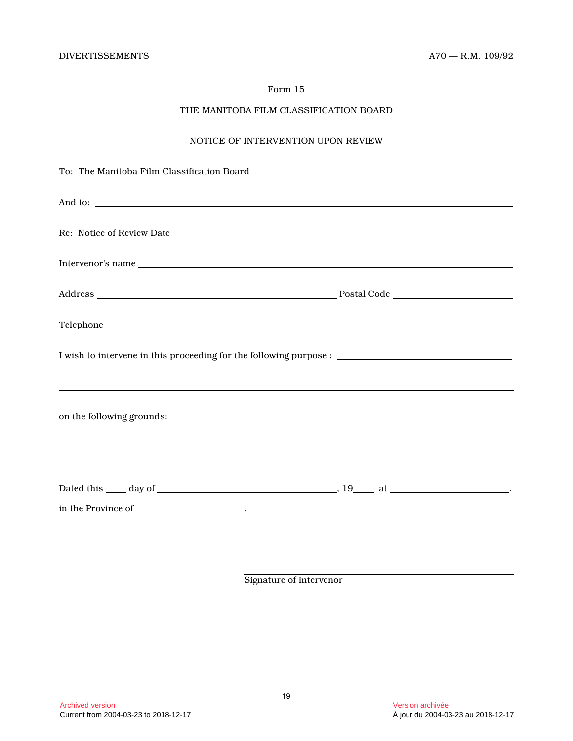Form 15

THE MANITOBA FILM CLASSIFICATION BOARD

NOTICE OF INTERVENTION UPON REVIEW

To: The Manitoba Film Classification Board

And to: ______________________________________________________________

Re: Notice of Review Date

Intervenor's name ______________________________________________________

Address ______________________________________ Postal Code __________________

Telephone ________________

I wish to intervene in this proceeding for the following purpose : ___________________________

______________________________________________________________________

on the following grounds: _______________________________________________

______________________________________________________________________

Dated this ____ day of ____________________________, 19____ at ____________________,

in the Province of __________________.

______________________________
Signature of intervenor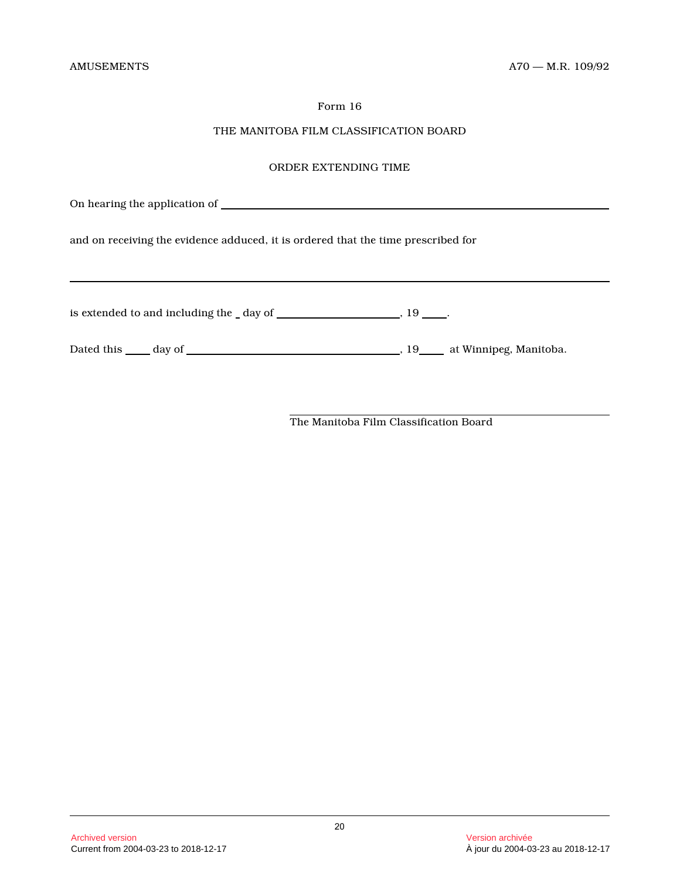Form 16

THE MANITOBA FILM CLASSIFICATION BOARD

ORDER EXTENDING TIME

On hearing the application of \_\_\_\_\_\_\_\_\_\_\_\_\_\_\_\_\_\_\_\_\_\_\_\_\_\_\_\_\_\_\_\_\_\_\_\_\_\_\_\_

and on receiving the evidence adduced, it is ordered that the time prescribed for

\_\_\_\_\_\_\_\_\_\_\_\_\_\_\_\_\_\_\_\_\_\_\_\_\_\_\_\_\_\_\_\_\_\_\_\_\_\_\_\_\_\_\_\_\_\_\_\_\_\_\_\_\_\_\_\_

is extended to and including the \_ day of \_\_\_\_\_\_\_\_\_\_\_\_\_\_\_\_\_\_, 19 \_\_\_\_.

Dated this \_\_\_\_ day of \_\_\_\_\_\_\_\_\_\_\_\_\_\_\_\_\_\_\_\_\_\_\_\_\_\_\_\_\_\_, 19\_\_\_\_ at Winnipeg, Manitoba.

\_\_\_\_\_\_\_\_\_\_\_\_\_\_\_\_\_\_\_\_\_\_\_\_\_\_\_\_\_\_\_\_\_\_\_\_\_\_\_\_
The Manitoba Film Classification Board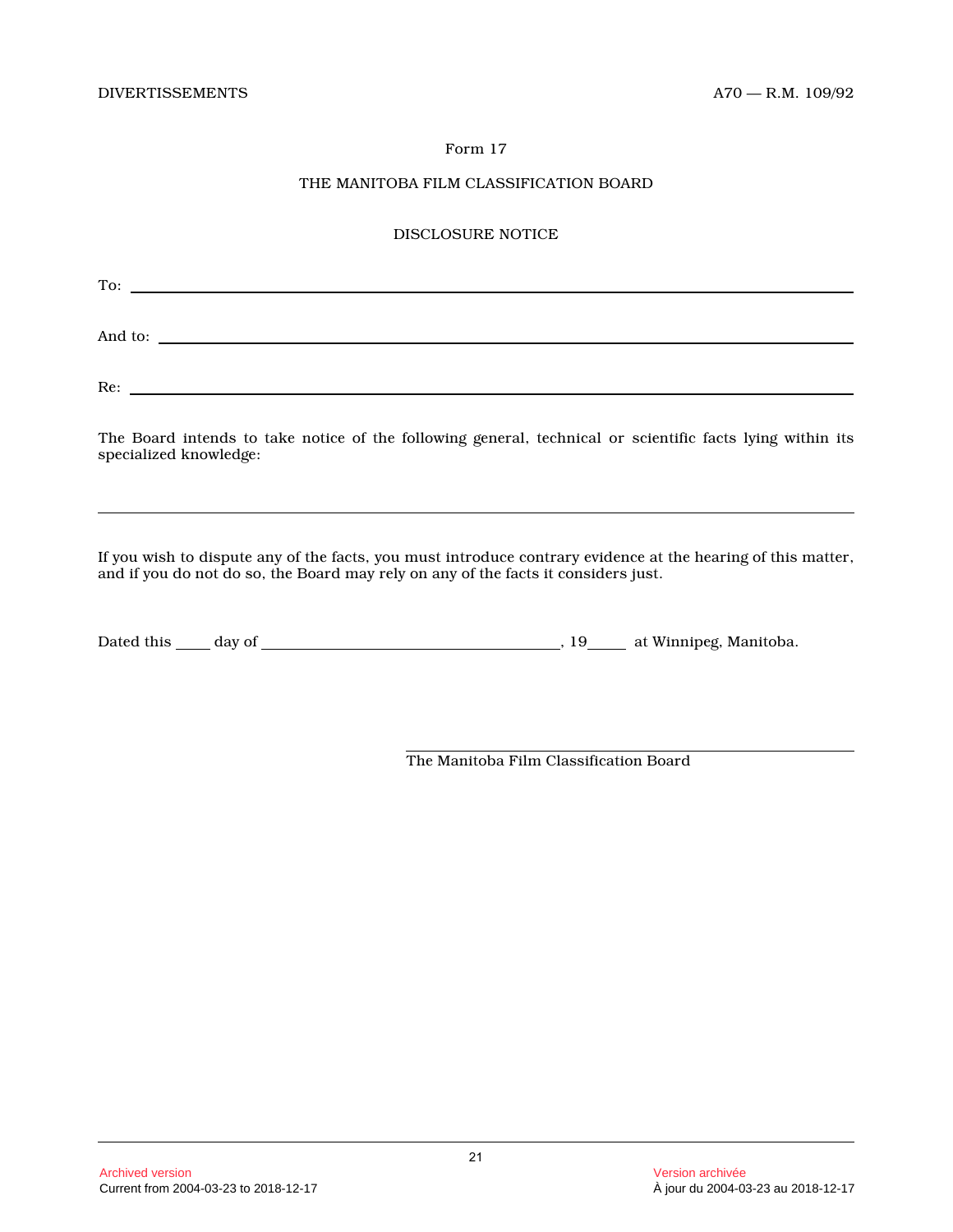Form 17

THE MANITOBA FILM CLASSIFICATION BOARD

DISCLOSURE NOTICE

To: \_\_\_\_\_\_\_\_\_\_\_\_\_\_\_\_\_\_\_\_\_\_\_\_\_\_\_\_\_\_\_\_\_\_\_\_\_\_\_\_

And to: \_\_\_\_\_\_\_\_\_\_\_\_\_\_\_\_\_\_\_\_\_\_\_\_\_\_\_\_\_\_\_\_\_\_\_\_\_\_\_\_

Re: \_\_\_\_\_\_\_\_\_\_\_\_\_\_\_\_\_\_\_\_\_\_\_\_\_\_\_\_\_\_\_\_\_\_\_\_\_\_\_\_

The Board intends to take notice of the following general, technical or scientific facts lying within its specialized knowledge:

\_\_\_\_\_\_\_\_\_\_\_\_\_\_\_\_\_\_\_\_\_\_\_\_\_\_\_\_\_\_\_\_\_\_\_\_\_\_\_\_\_\_\_\_\_\_\_\_

If you wish to dispute any of the facts, you must introduce contrary evidence at the hearing of this matter, and if you do not do so, the Board may rely on any of the facts it considers just.

Dated this \_\_\_\_ day of \_\_\_\_\_\_\_\_\_\_\_\_\_\_\_\_\_\_\_\_\_\_\_\_, 19\_\_\_\_ at Winnipeg, Manitoba.

\_\_\_\_\_\_\_\_\_\_\_\_\_\_\_\_\_\_\_\_\_\_\_\_\_\_\_\_\_\_\_\_\_\_\_\_\_\_\_\_
The Manitoba Film Classification Board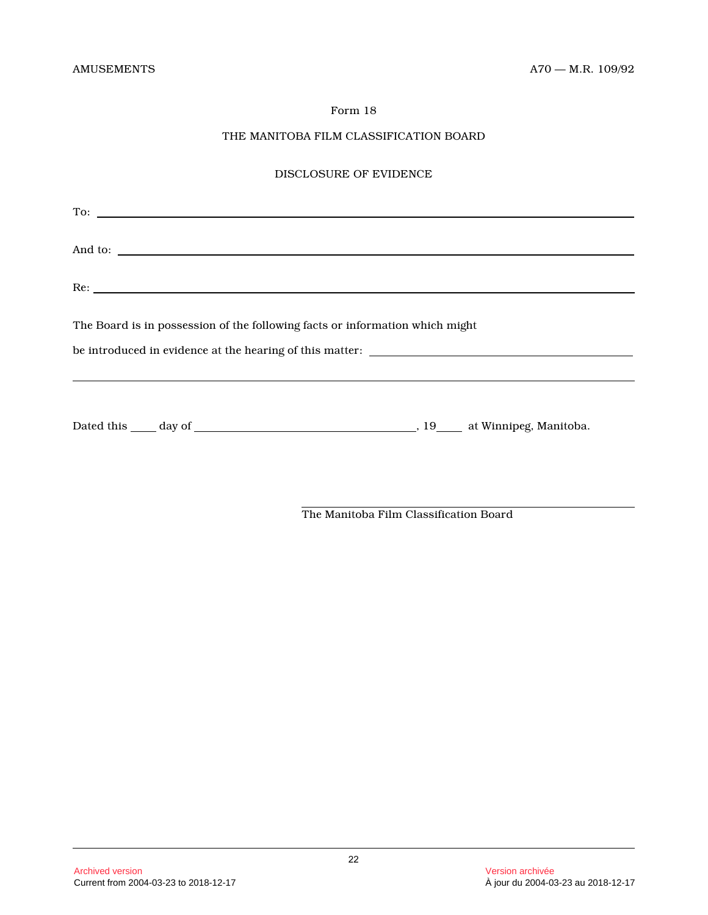Form 18

THE MANITOBA FILM CLASSIFICATION BOARD

DISCLOSURE OF EVIDENCE

To: ____________________________________________________________

And to: ____________________________________________________________

Re: ____________________________________________________________

The Board is in possession of the following facts or information which might

be introduced in evidence at the hearing of this matter: ______________________________

____________________________________________________________

Dated this ____ day of ______________________________, 19____ at Winnipeg, Manitoba.

______________________________
The Manitoba Film Classification Board

Archived version
Current from 2004-03-23 to 2018-12-17

Version archivée
À jour du 2004-03-23 au 2018-12-17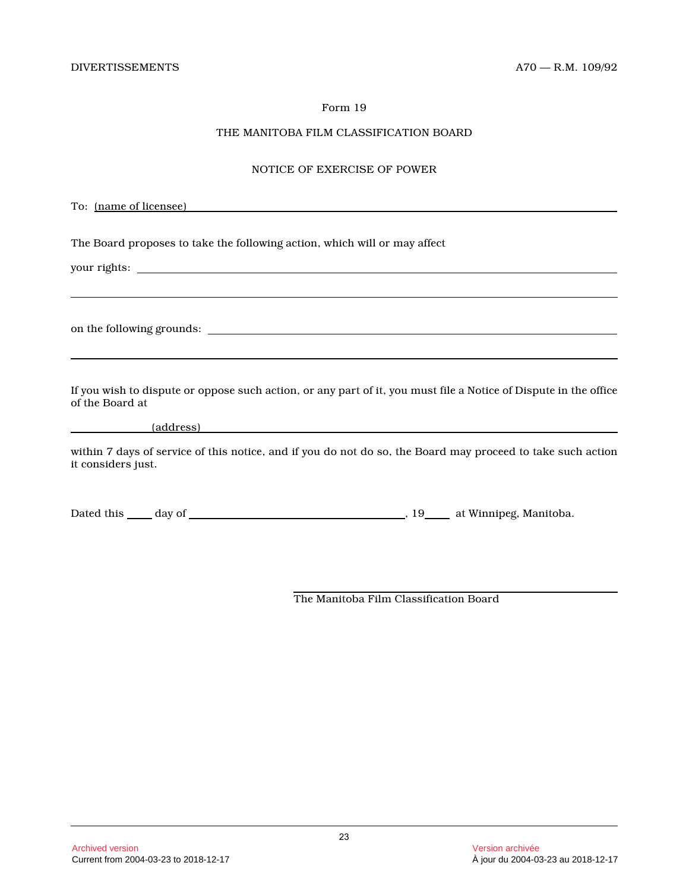Form 19

THE MANITOBA FILM CLASSIFICATION BOARD

NOTICE OF EXERCISE OF POWER

To: (name of licensee) ______________________________________________

The Board proposes to take the following action, which will or may affect

your rights: ______________________________________________

______________________________________________

on the following grounds: ______________________________________________

______________________________________________

If you wish to dispute or oppose such action, or any part of it, you must file a Notice of Dispute in the office of the Board at

(address) ______________________________________________

within 7 days of service of this notice, and if you do not do so, the Board may proceed to take such action it considers just.

Dated this ____ day of ______________________, 19____ at Winnipeg, Manitoba.

______________________________________________
The Manitoba Film Classification Board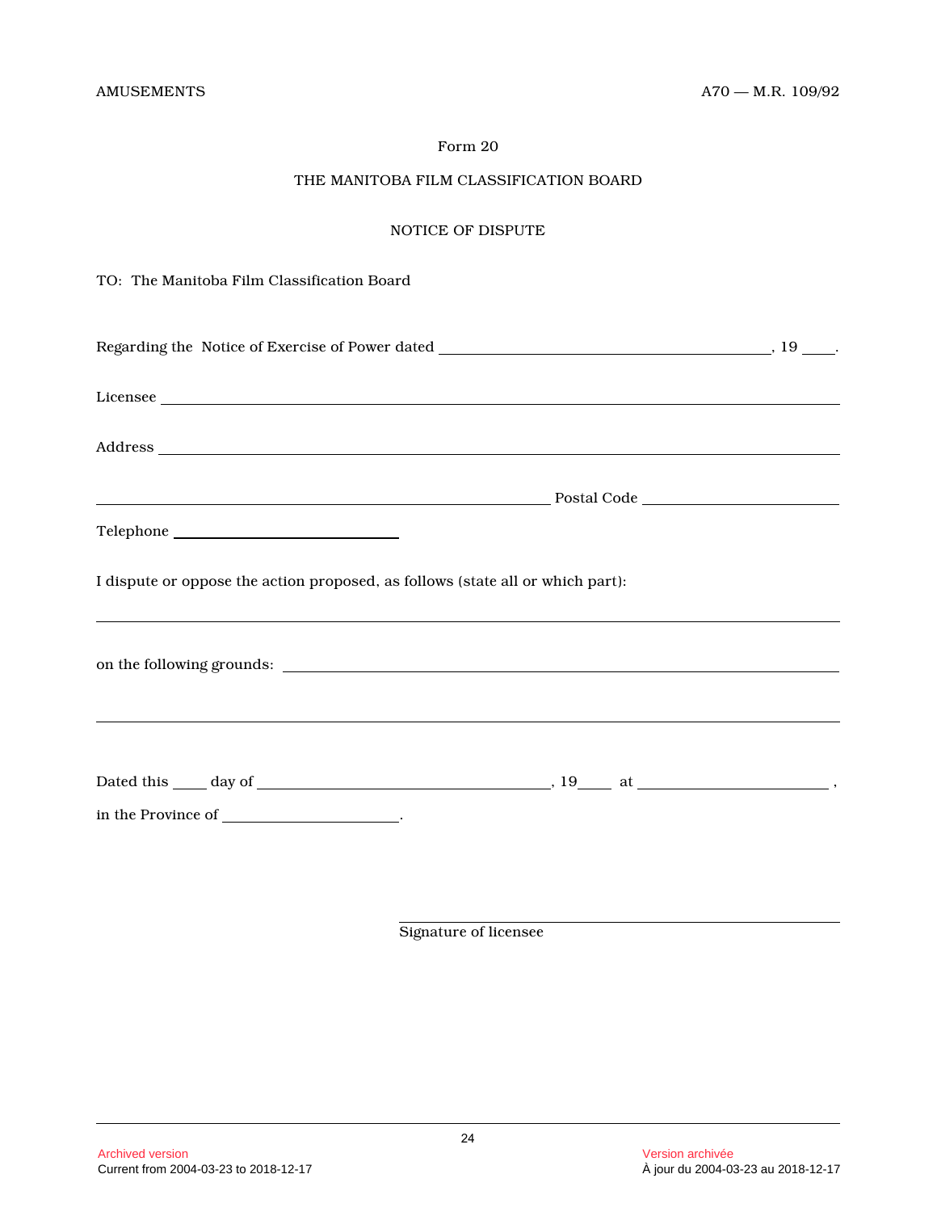Form 20

THE MANITOBA FILM CLASSIFICATION BOARD

NOTICE OF DISPUTE

TO: The Manitoba Film Classification Board

Regarding the Notice of Exercise of Power dated \_\_\_\_\_\_\_\_\_\_\_\_\_\_\_\_\_\_\_\_\_\_\_\_\_\_\_\_\_\_\_\_\_\_\_\_, 19 \_\_\_\_.

Licensee \_\_\_\_\_\_\_\_\_\_\_\_\_\_\_\_\_\_\_\_\_\_\_\_\_\_\_\_\_\_\_\_\_\_\_\_\_\_\_\_\_\_\_\_\_\_\_\_\_\_\_\_\_\_\_\_\_\_\_\_\_\_\_\_\_\_

Address \_\_\_\_\_\_\_\_\_\_\_\_\_\_\_\_\_\_\_\_\_\_\_\_\_\_\_\_\_\_\_\_\_\_\_\_\_\_\_\_\_\_\_\_\_\_\_\_\_\_\_\_\_\_\_\_\_\_\_\_\_\_\_\_\_\_

\_\_\_\_\_\_\_\_\_\_\_\_\_\_\_\_\_\_\_\_\_\_\_\_\_\_\_\_\_\_\_\_\_\_\_\_\_\_\_\_\_\_\_\_\_\_ Postal Code \_\_\_\_\_\_\_\_\_\_\_\_\_\_\_\_\_\_\_\_

Telephone \_\_\_\_\_\_\_\_\_\_\_\_\_\_\_\_\_\_\_\_\_\_\_\_

I dispute or oppose the action proposed, as follows (state all or which part):

\_\_\_\_\_\_\_\_\_\_\_\_\_\_\_\_\_\_\_\_\_\_\_\_\_\_\_\_\_\_\_\_\_\_\_\_\_\_\_\_\_\_\_\_\_\_\_\_\_\_\_\_\_\_\_\_\_\_\_\_\_\_\_\_\_\_\_\_\_\_\_\_\_\_\_\_

on the following grounds: \_\_\_\_\_\_\_\_\_\_\_\_\_\_\_\_\_\_\_\_\_\_\_\_\_\_\_\_\_\_\_\_\_\_\_\_\_\_\_\_\_\_\_\_\_\_\_\_\_\_\_\_\_\_

\_\_\_\_\_\_\_\_\_\_\_\_\_\_\_\_\_\_\_\_\_\_\_\_\_\_\_\_\_\_\_\_\_\_\_\_\_\_\_\_\_\_\_\_\_\_\_\_\_\_\_\_\_\_\_\_\_\_\_\_\_\_\_\_\_\_\_\_\_\_\_\_\_\_\_\_

Dated this \_\_\_\_ day of \_\_\_\_\_\_\_\_\_\_\_\_\_\_\_\_\_\_\_\_\_\_\_\_\_\_\_\_\_\_, 19\_\_\_\_ at \_\_\_\_\_\_\_\_\_\_\_\_\_\_\_\_\_\_\_\_,

in the Province of \_\_\_\_\_\_\_\_\_\_\_\_\_\_\_\_\_\_\_\_.

\_\_\_\_\_\_\_\_\_\_\_\_\_\_\_\_\_\_\_\_\_\_\_\_\_\_\_\_\_\_\_\_\_\_\_\_\_\_\_\_\_\_\_\_

Signature of licensee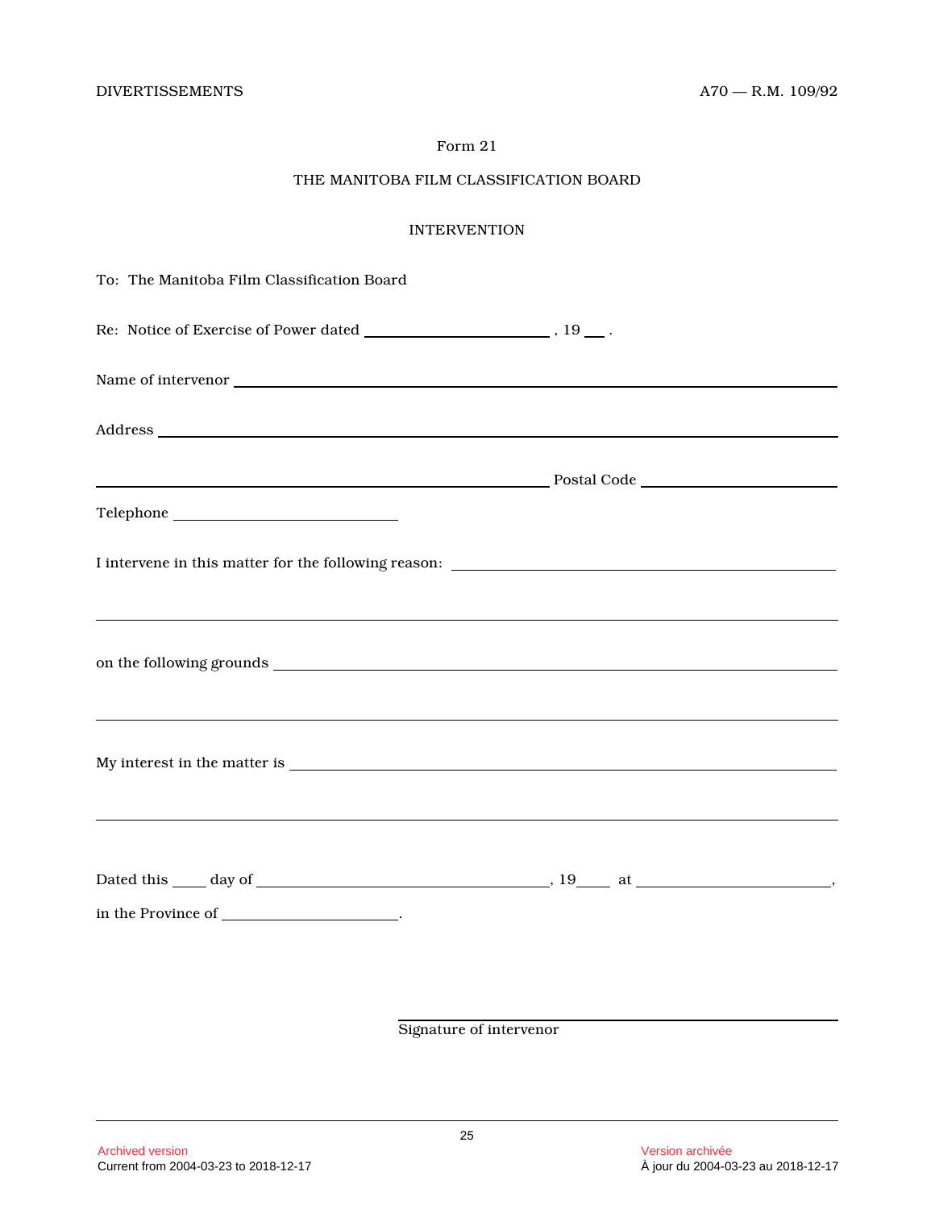Form 21

THE MANITOBA FILM CLASSIFICATION BOARD

INTERVENTION

To: The Manitoba Film Classification Board

Re: Notice of Exercise of Power dated ________________________ , 19 ___ .

Name of intervenor ______________________________________________________________

Address ___________________________________________________________________

______________________________________________________ Postal Code ________________

Telephone ____________________________

I intervene in this matter for the following reason: ________________________________________

_________________________________________________________________________

on the following grounds ____________________________________________________________

_________________________________________________________________________

My interest in the matter is _________________________________________________________

_________________________________________________________________________

Dated this ____ day of ______________________________, 19____ at ____________________,

in the Province of ____________________.

_______________________________________
Signature of intervenor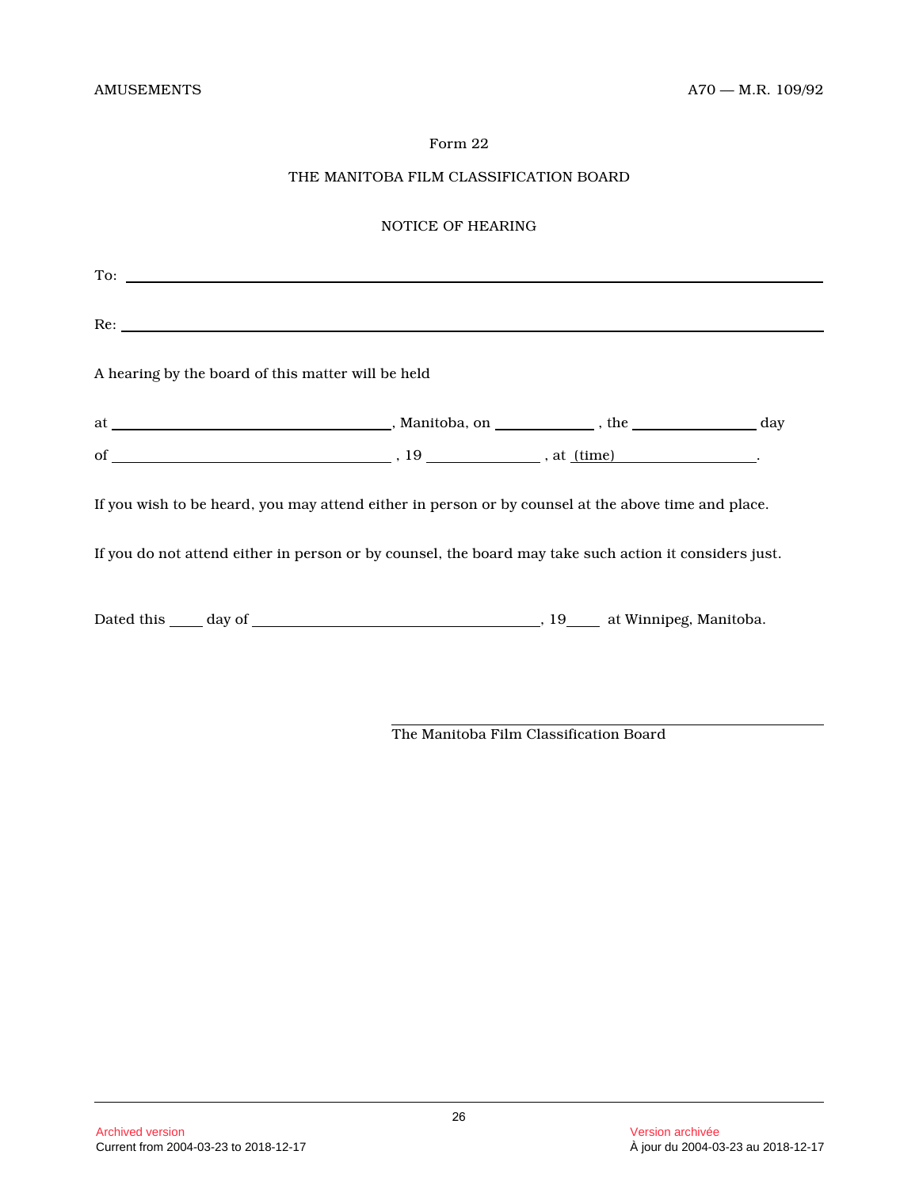Form 22

THE MANITOBA FILM CLASSIFICATION BOARD

NOTICE OF HEARING

To: ______________________________________________________________________

Re: ______________________________________________________________________

A hearing by the board of this matter will be held

at ______________________________, Manitoba, on ____________ , the ______________ day

of ______________________________ , 19 ____________ , at (time) ________________.

If you wish to be heard, you may attend either in person or by counsel at the above time and place.

If you do not attend either in person or by counsel, the board may take such action it considers just.

Dated this ____ day of ______________________________, 19____ at Winnipeg, Manitoba.

______________________________________________

The Manitoba Film Classification Board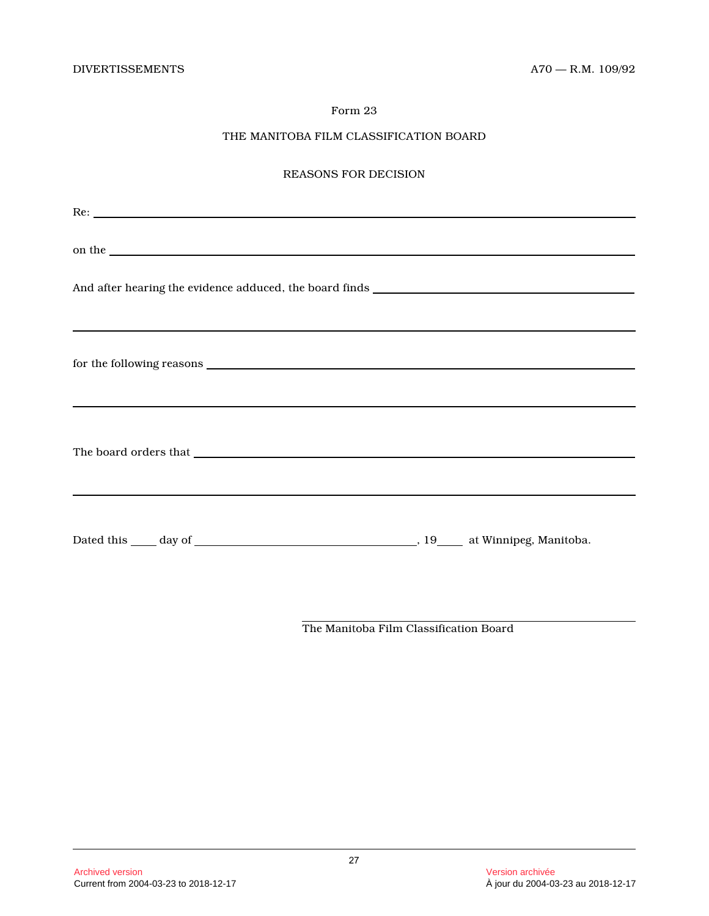Form 23

THE MANITOBA FILM CLASSIFICATION BOARD

REASONS FOR DECISION

Re: ______________________________________________________________________

on the ____________________________________________________________________

And after hearing the evidence adduced, the board finds _____________________________

__________________________________________________________________________

for the following reasons __________________________________________________

__________________________________________________________________________

The board orders that _____________________________________________________

__________________________________________________________________________

Dated this ____ day of ______________________________, 19____ at Winnipeg, Manitoba.

______________________________________

The Manitoba Film Classification Board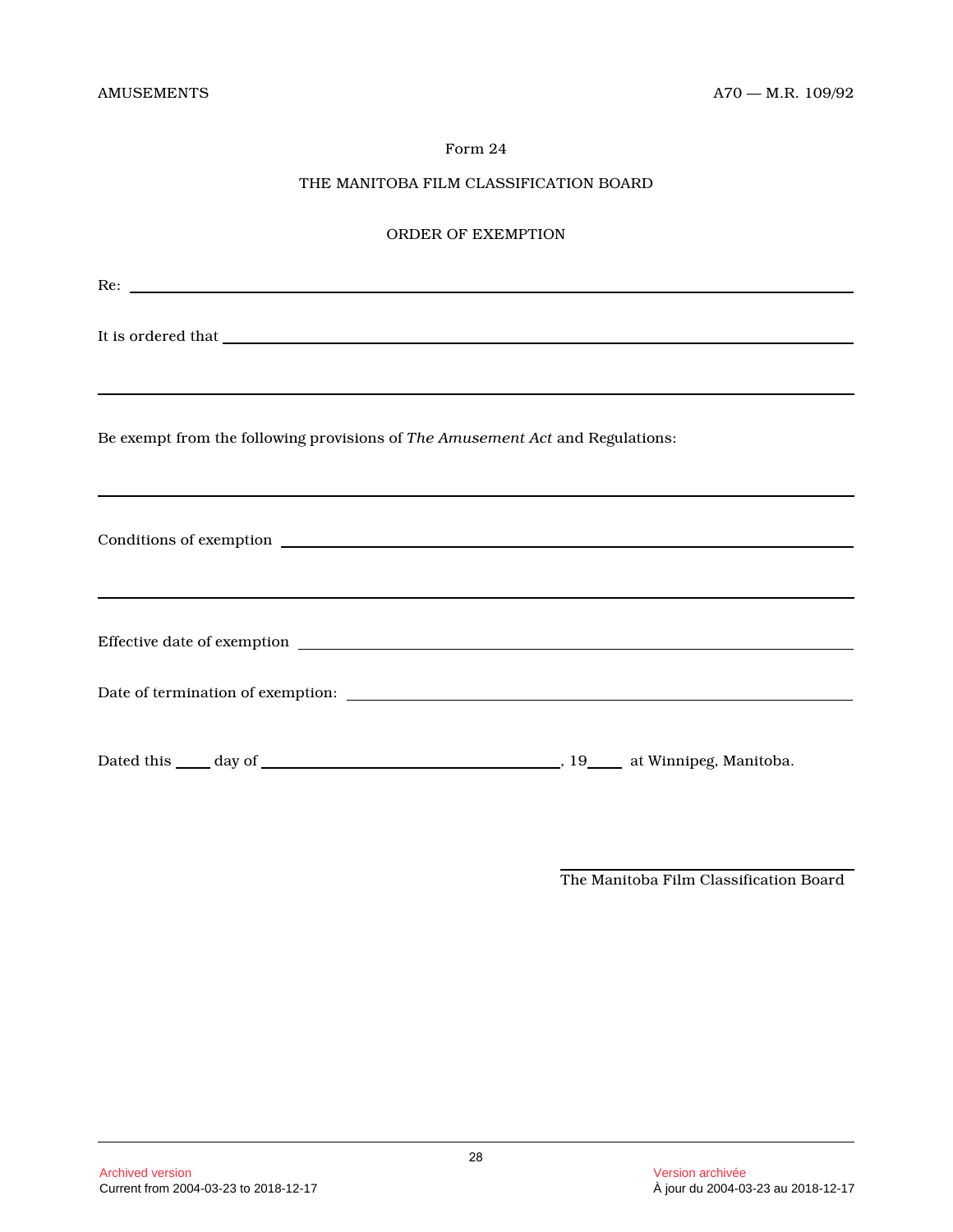Form 24

THE MANITOBA FILM CLASSIFICATION BOARD

ORDER OF EXEMPTION

Re: ______________________________________________________________________

It is ordered that _____________________________________________________________

________________________________________________________________________

Be exempt from the following provisions of *The Amusement Act* and Regulations:

________________________________________________________________________

Conditions of exemption ________________________________________________________

________________________________________________________________________

Effective date of exemption ______________________________________________________

Date of termination of exemption: _________________________________________________

Dated this _____ day of ______________________________, 19_____ at Winnipeg, Manitoba.

______________________________________
The Manitoba Film Classification Board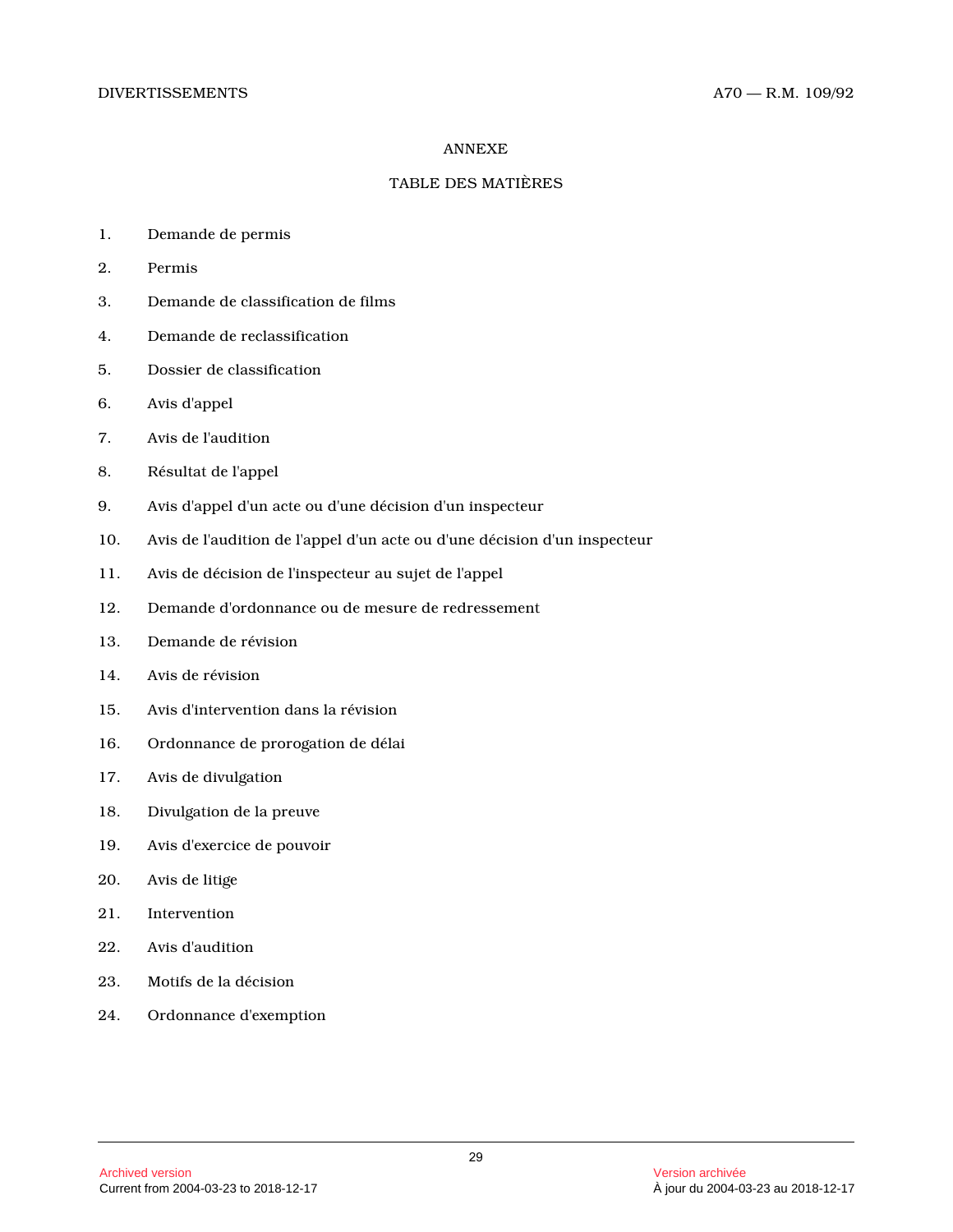## ANNEXE

## TABLE DES MATIÈRES

1. Demande de permis
2. Permis
3. Demande de classification de films
4. Demande de reclassification
5. Dossier de classification
6. Avis d'appel
7. Avis de l'audition
8. Résultat de l'appel
9. Avis d'appel d'un acte ou d'une décision d'un inspecteur
10. Avis de l'audition de l'appel d'un acte ou d'une décision d'un inspecteur
11. Avis de décision de l'inspecteur au sujet de l'appel
12. Demande d'ordonnance ou de mesure de redressement
13. Demande de révision
14. Avis de révision
15. Avis d'intervention dans la révision
16. Ordonnance de prorogation de délai
17. Avis de divulgation
18. Divulgation de la preuve
19. Avis d'exercice de pouvoir
20. Avis de litige
21. Intervention
22. Avis d'audition
23. Motifs de la décision
24. Ordonnance d'exemption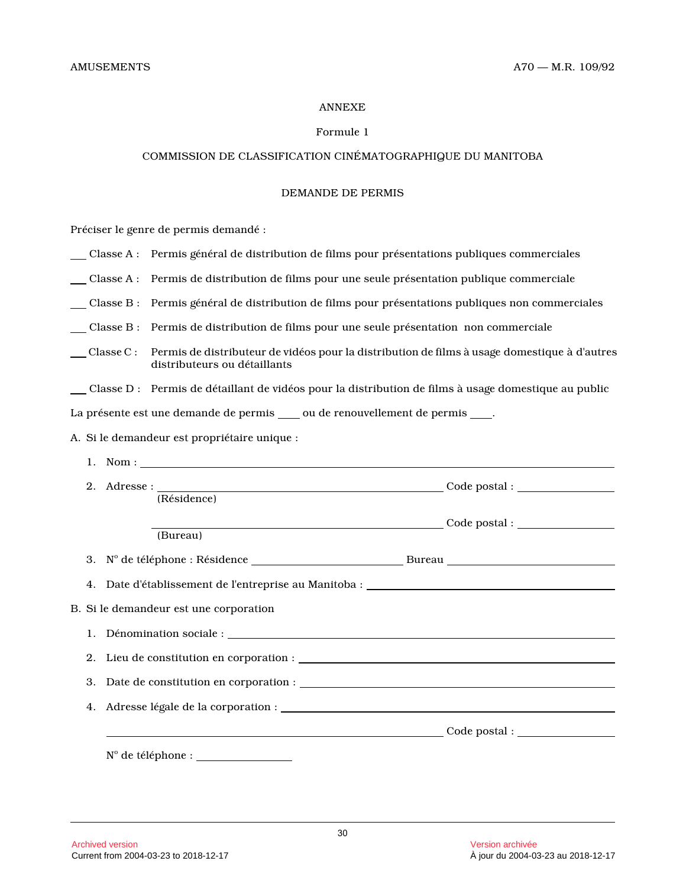ANNEXE

Formule 1

COMMISSION DE CLASSIFICATION CINÉMATOGRAPHIQUE DU MANITOBA

DEMANDE DE PERMIS

Préciser le genre de permis demandé :

___ Classe A : Permis général de distribution de films pour présentations publiques commerciales

___ Classe A : Permis de distribution de films pour une seule présentation publique commerciale

___ Classe B : Permis général de distribution de films pour présentations publiques non commerciales

___ Classe B : Permis de distribution de films pour une seule présentation non commerciale

___ Classe C : Permis de distributeur de vidéos pour la distribution de films à usage domestique à d'autres distributeurs ou détaillants

___ Classe D : Permis de détaillant de vidéos pour la distribution de films à usage domestique au public

La présente est une demande de permis ____ ou de renouvellement de permis ____.

A. Si le demandeur est propriétaire unique :

1. Nom : ____________________________________________

2. Adresse : ______________________________ Code postal : __________
(Résidence)

______________________________ Code postal : __________
(Bureau)

3. N° de téléphone : Résidence ________________ Bureau ________________

4. Date d'établissement de l'entreprise au Manitoba : ________________________

B. Si le demandeur est une corporation

1. Dénomination sociale : ________________________________________

2. Lieu de constitution en corporation : ______________________________

3. Date de constitution en corporation : ______________________________

4. Adresse légale de la corporation : ________________________________

______________________________ Code postal : __________

N° de téléphone : ______________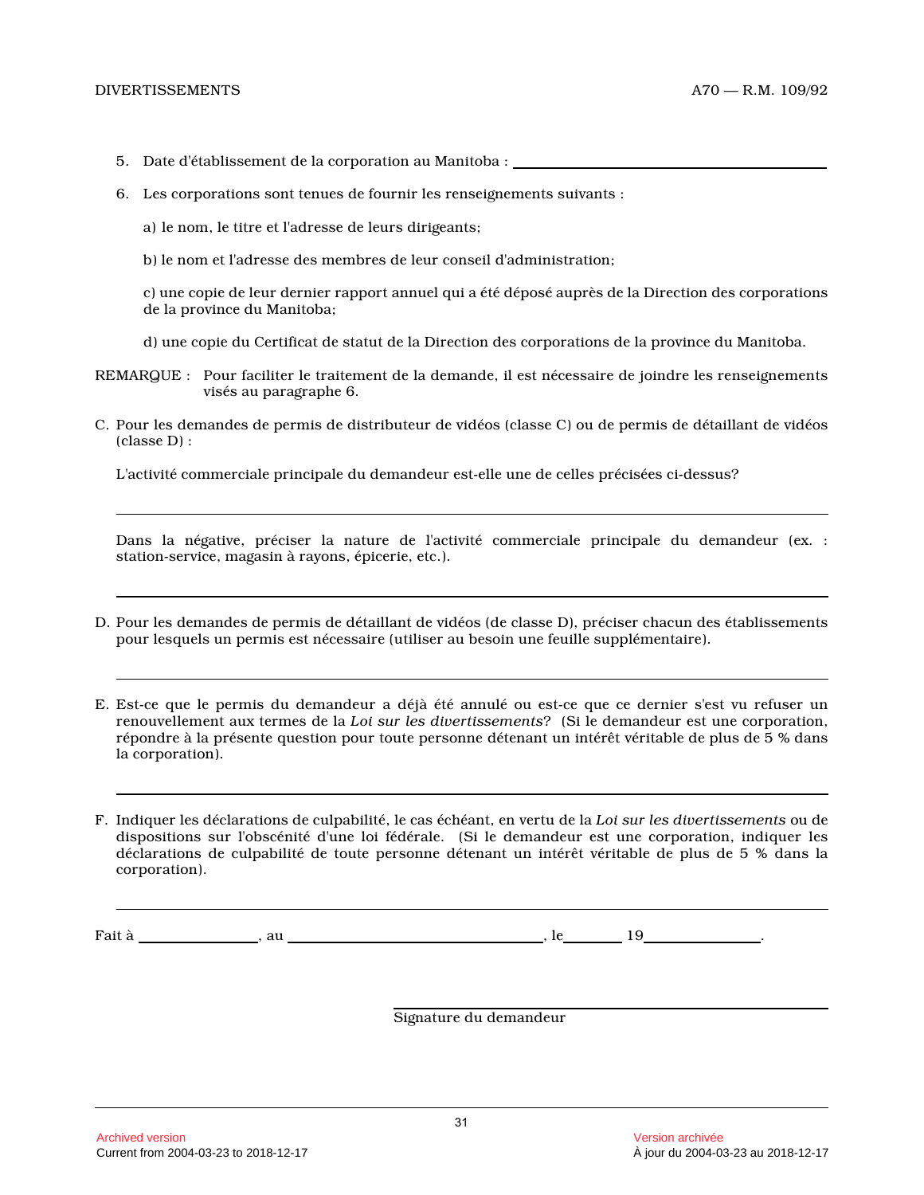5. Date d'établissement de la corporation au Manitoba : ______________________________

6. Les corporations sont tenues de fournir les renseignements suivants :

   a) le nom, le titre et l'adresse de leurs dirigeants;

   b) le nom et l'adresse des membres de leur conseil d'administration;

   c) une copie de leur dernier rapport annuel qui a été déposé auprès de la Direction des corporations de la province du Manitoba;

   d) une copie du Certificat de statut de la Direction des corporations de la province du Manitoba.

REMARQUE : Pour faciliter le traitement de la demande, il est nécessaire de joindre les renseignements visés au paragraphe 6.

C. Pour les demandes de permis de distributeur de vidéos (classe C) ou de permis de détaillant de vidéos (classe D) :

L'activité commerciale principale du demandeur est-elle une de celles précisées ci-dessus?

______________________________________________________________________

Dans la négative, préciser la nature de l'activité commerciale principale du demandeur (ex. : station-service, magasin à rayons, épicerie, etc.).

______________________________________________________________________

D. Pour les demandes de permis de détaillant de vidéos (de classe D), préciser chacun des établissements pour lesquels un permis est nécessaire (utiliser au besoin une feuille supplémentaire).

______________________________________________________________________

E. Est-ce que le permis du demandeur a déjà été annulé ou est-ce que ce dernier s'est vu refuser un renouvellement aux termes de la *Loi sur les divertissements*? (Si le demandeur est une corporation, répondre à la présente question pour toute personne détenant un intérêt véritable de plus de 5 % dans la corporation).

______________________________________________________________________

F. Indiquer les déclarations de culpabilité, le cas échéant, en vertu de la *Loi sur les divertissements* ou de dispositions sur l'obscénité d'une loi fédérale. (Si le demandeur est une corporation, indiquer les déclarations de culpabilité de toute personne détenant un intérêt véritable de plus de 5 % dans la corporation).

______________________________________________________________________

Fait à ______________, au ______________________________, le________ 19______________.

______________________________
Signature du demandeur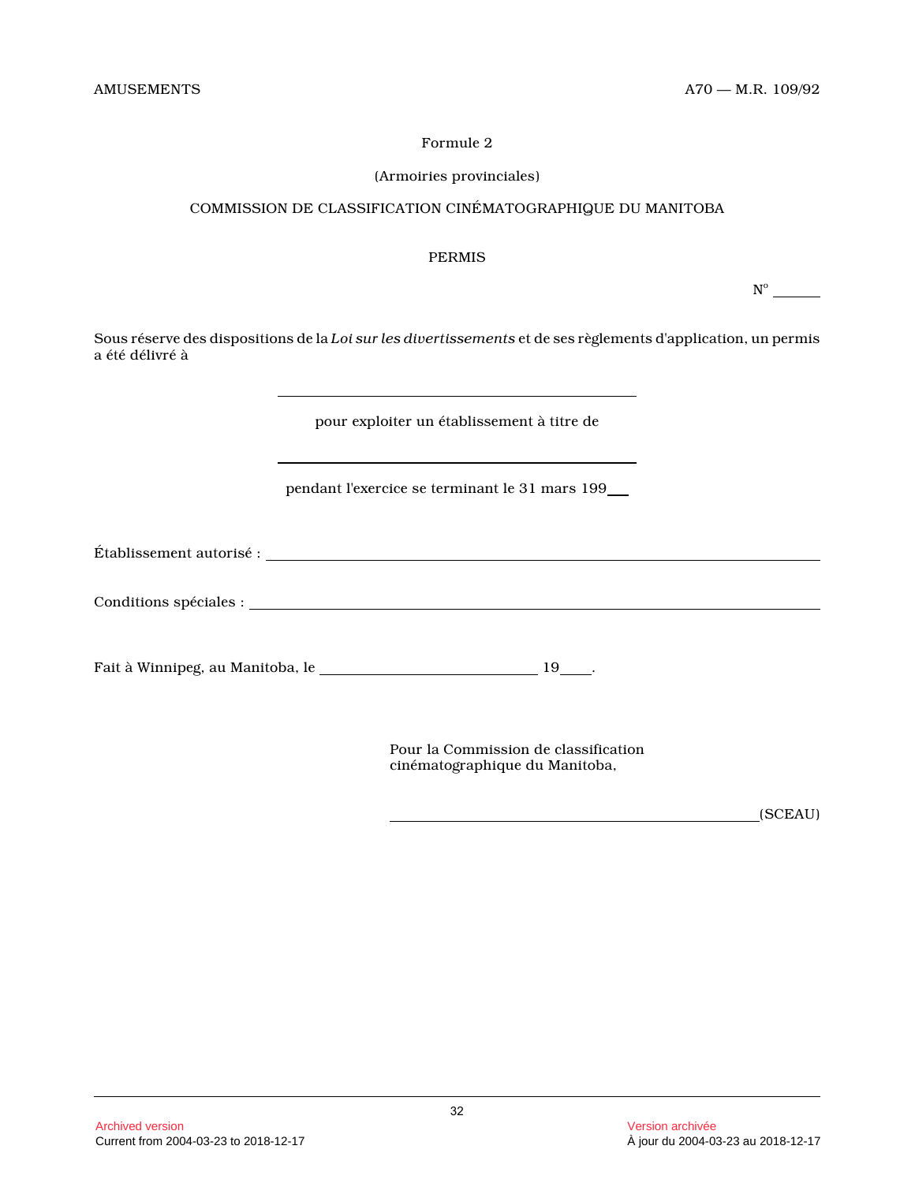Formule 2

(Armoiries provinciales)

COMMISSION DE CLASSIFICATION CINÉMATOGRAPHIQUE DU MANITOBA

PERMIS

N° ______

Sous réserve des dispositions de la *Loi sur les divertissements* et de ses règlements d'application, un permis a été délivré à

________________________________________

pour exploiter un établissement à titre de

________________________________________

pendant l'exercice se terminant le 31 mars 199__

Établissement autorisé : ________________________________________

Conditions spéciales : ________________________________________

Fait à Winnipeg, au Manitoba, le ____________________ 19____.

Pour la Commission de classification cinématographique du Manitoba,

________________________________________(SCEAU)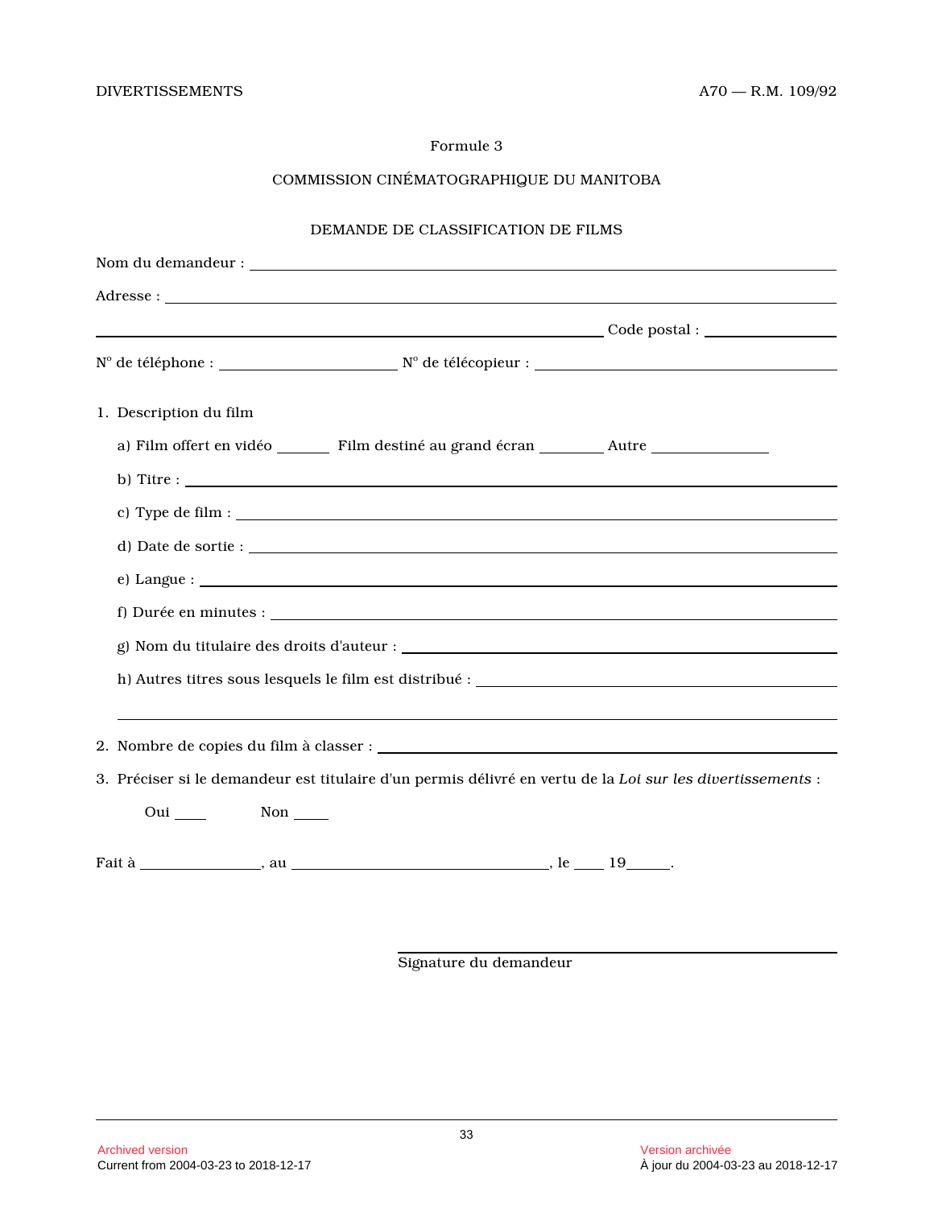Formule 3

COMMISSION CINÉMATOGRAPHIQUE DU MANITOBA

DEMANDE DE CLASSIFICATION DE FILMS

Nom du demandeur : ______________________________________________

Adresse : ______________________________________________

______________________________________________ Code postal : ______________

N° de téléphone : __________________ N° de télécopieur : __________________

1. Description du film

   a) Film offert en vidéo ______ Film destiné au grand écran ______ Autre ____________

   b) Titre : ______________________________________________

   c) Type de film : ______________________________________________

   d) Date de sortie : ______________________________________________

   e) Langue : ______________________________________________

   f) Durée en minutes : ______________________________________________

   g) Nom du titulaire des droits d'auteur : ______________________________________________

   h) Autres titres sous lesquels le film est distribué : ______________________________________________

   ______________________________________________

2. Nombre de copies du film à classer : ______________________________________________

3. Préciser si le demandeur est titulaire d'un permis délivré en vertu de la *Loi sur les divertissements* :

   Oui ____ Non ____

Fait à ______________, au ____________________________, le ____ 19_____.

______________________________
Signature du demandeur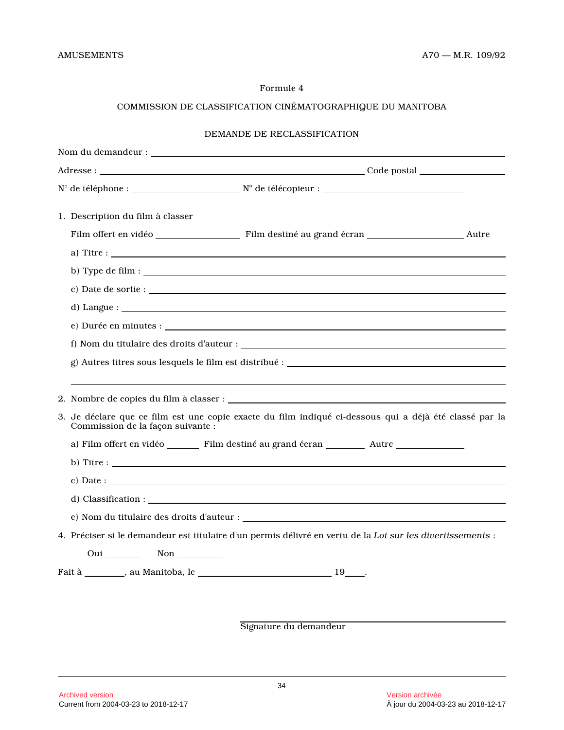Formule 4

COMMISSION DE CLASSIFICATION CINÉMATOGRAPHIQUE DU MANITOBA

DEMANDE DE RECLASSIFICATION

Nom du demandeur : ______________________________________________

Adresse : ______________________________ Code postal ______________

N° de téléphone : ____________________ N° de télécopieur : ____________________

1. Description du film à classer

   Film offert en vidéo ______________ Film destiné au grand écran ________________ Autre

   a) Titre : ______________________________________________

   b) Type de film : ______________________________________________

   c) Date de sortie : ______________________________________________

   d) Langue : ______________________________________________

   e) Durée en minutes : ______________________________________________

   f) Nom du titulaire des droits d'auteur : ______________________________

   g) Autres titres sous lesquels le film est distribué : ______________________________

   ______________________________________________

2. Nombre de copies du film à classer : ______________________________

3. Je déclare que ce film est une copie exacte du film indiqué ci-dessous qui a déjà été classé par la Commission de la façon suivante :

   a) Film offert en vidéo ______ Film destiné au grand écran _______ Autre ____________

   b) Titre : ______________________________________________

   c) Date : ______________________________________________

   d) Classification : ______________________________________________

   e) Nom du titulaire des droits d'auteur : ______________________________

4. Préciser si le demandeur est titulaire d'un permis délivré en vertu de la *Loi sur les divertissements* :

   Oui _______ Non _________

Fait à ________, au Manitoba, le ________________________ 19____.

______________________________
Signature du demandeur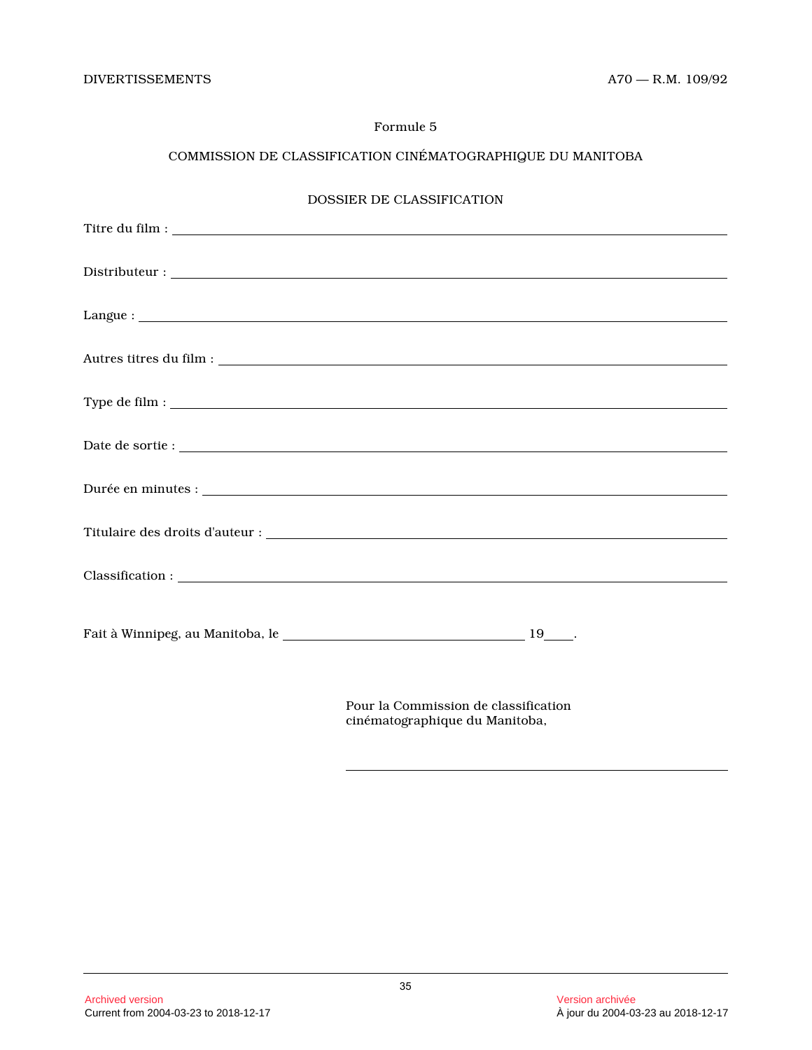Formule 5

COMMISSION DE CLASSIFICATION CINÉMATOGRAPHIQUE DU MANITOBA

DOSSIER DE CLASSIFICATION

Titre du film : ______________________________

Distributeur : ______________________________

Langue : ______________________________

Autres titres du film : ______________________________

Type de film : ______________________________

Date de sortie : ______________________________

Durée en minutes : ______________________________

Titulaire des droits d'auteur : ______________________________

Classification : ______________________________

Fait à Winnipeg, au Manitoba, le ______________________ 19____.

Pour la Commission de classification cinématographique du Manitoba,

______________________________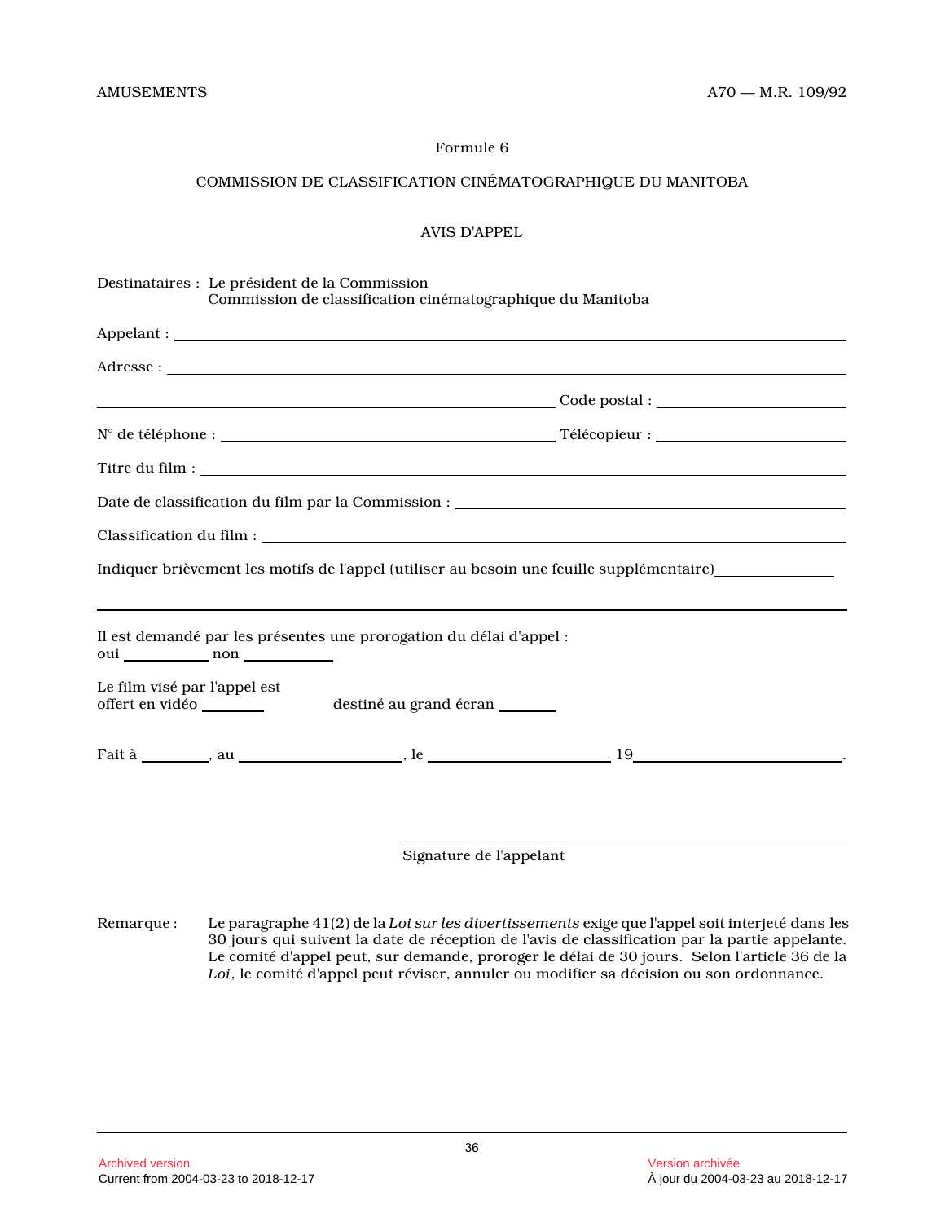Formule 6

COMMISSION DE CLASSIFICATION CINÉMATOGRAPHIQUE DU MANITOBA

AVIS D'APPEL

Destinataires : Le président de la Commission
Commission de classification cinématographique du Manitoba

Appelant : ______________________________________________

Adresse : ______________________________________________

______________________________ Code postal : ______________

N° de téléphone : ______________________ Télécopieur : ______________

Titre du film : ______________________________________________

Date de classification du film par la Commission : ______________________

Classification du film : ______________________________________________

Indiquer brièvement les motifs de l'appel (utiliser au besoin une feuille supplémentaire) ______________

______________________________________________

Il est demandé par les présentes une prorogation du délai d'appel :
oui __________ non __________

Le film visé par l'appel est
offert en vidéo ________ destiné au grand écran ________

Fait à ________, au ____________________, le ____________________ 19____________________.

______________________________
Signature de l'appelant

Remarque : Le paragraphe 41(2) de la *Loi sur les divertissements* exige que l'appel soit interjeté dans les 30 jours qui suivent la date de réception de l'avis de classification par la partie appelante. Le comité d'appel peut, sur demande, proroger le délai de 30 jours. Selon l'article 36 de la *Loi*, le comité d'appel peut réviser, annuler ou modifier sa décision ou son ordonnance.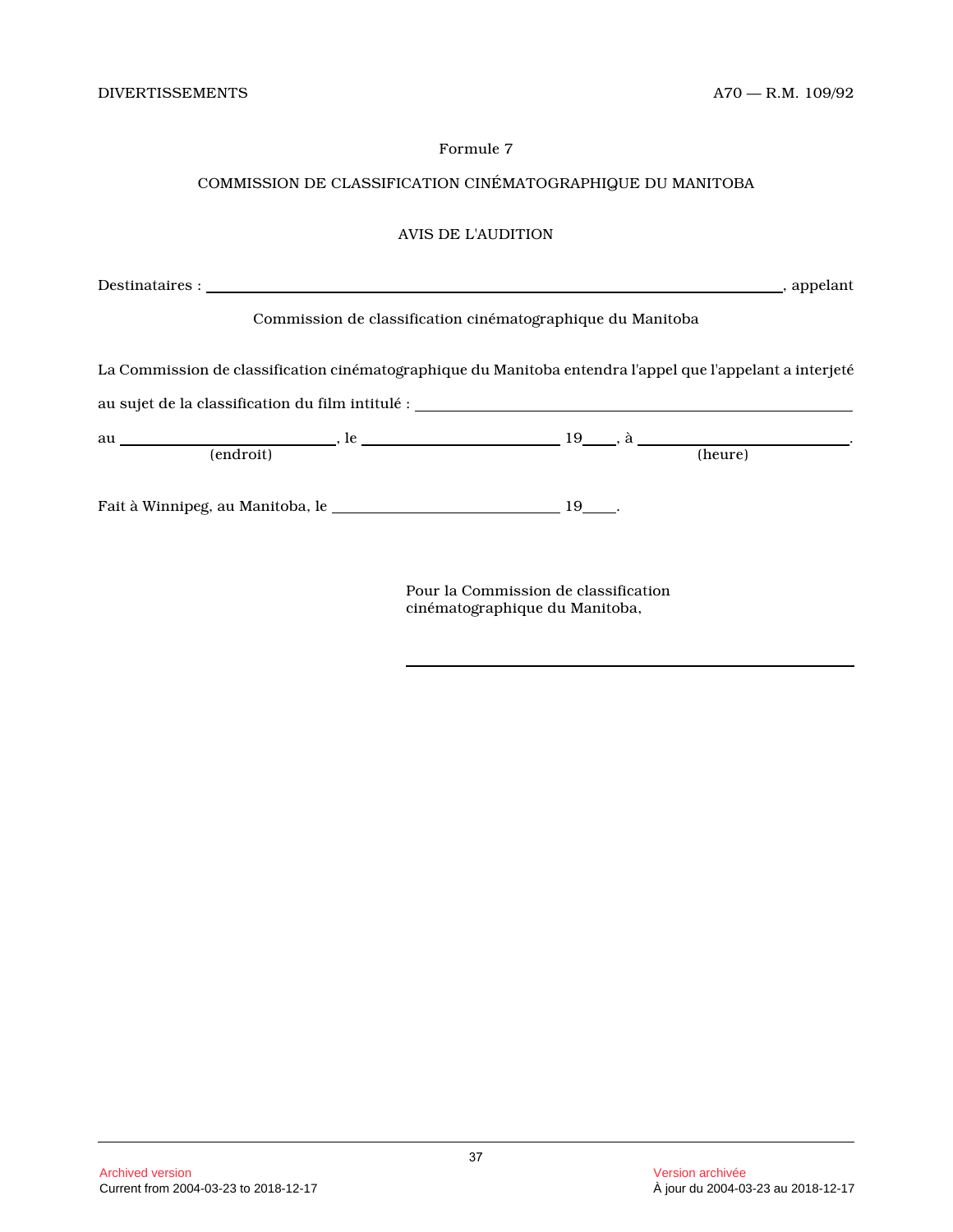Formule 7

COMMISSION DE CLASSIFICATION CINÉMATOGRAPHIQUE DU MANITOBA

AVIS DE L'AUDITION

Destinataires : ______________________________________________, appelant

Commission de classification cinématographique du Manitoba

La Commission de classification cinématographique du Manitoba entendra l'appel que l'appelant a interjeté au sujet de la classification du film intitulé : ______________________________

au ____________________ (endroit), le ____________________ 19____, à ____________________ (heure).

Fait à Winnipeg, au Manitoba, le ____________________ 19____.

Pour la Commission de classification cinématographique du Manitoba,

______________________________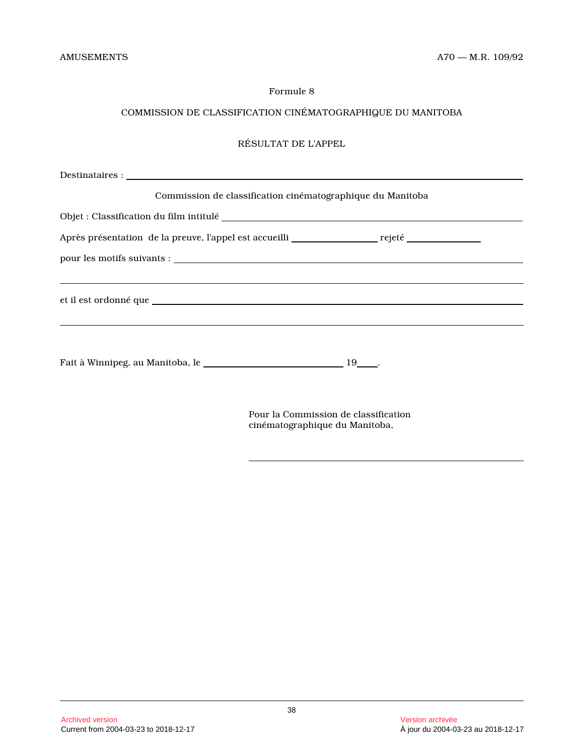Formule 8

COMMISSION DE CLASSIFICATION CINÉMATOGRAPHIQUE DU MANITOBA

RÉSULTAT DE L'APPEL

Destinataires : ______________________________________________

Commission de classification cinématographique du Manitoba

Objet : Classification du film intitulé ______________________________

Après présentation de la preuve, l'appel est accueilli ______________ rejeté ____________

pour les motifs suivants : ______________________________________

_______________________________________________________________

et il est ordonné que _________________________________________

_______________________________________________________________

Fait à Winnipeg, au Manitoba, le ________________________ 19____.

Pour la Commission de classification cinématographique du Manitoba,

_______________________________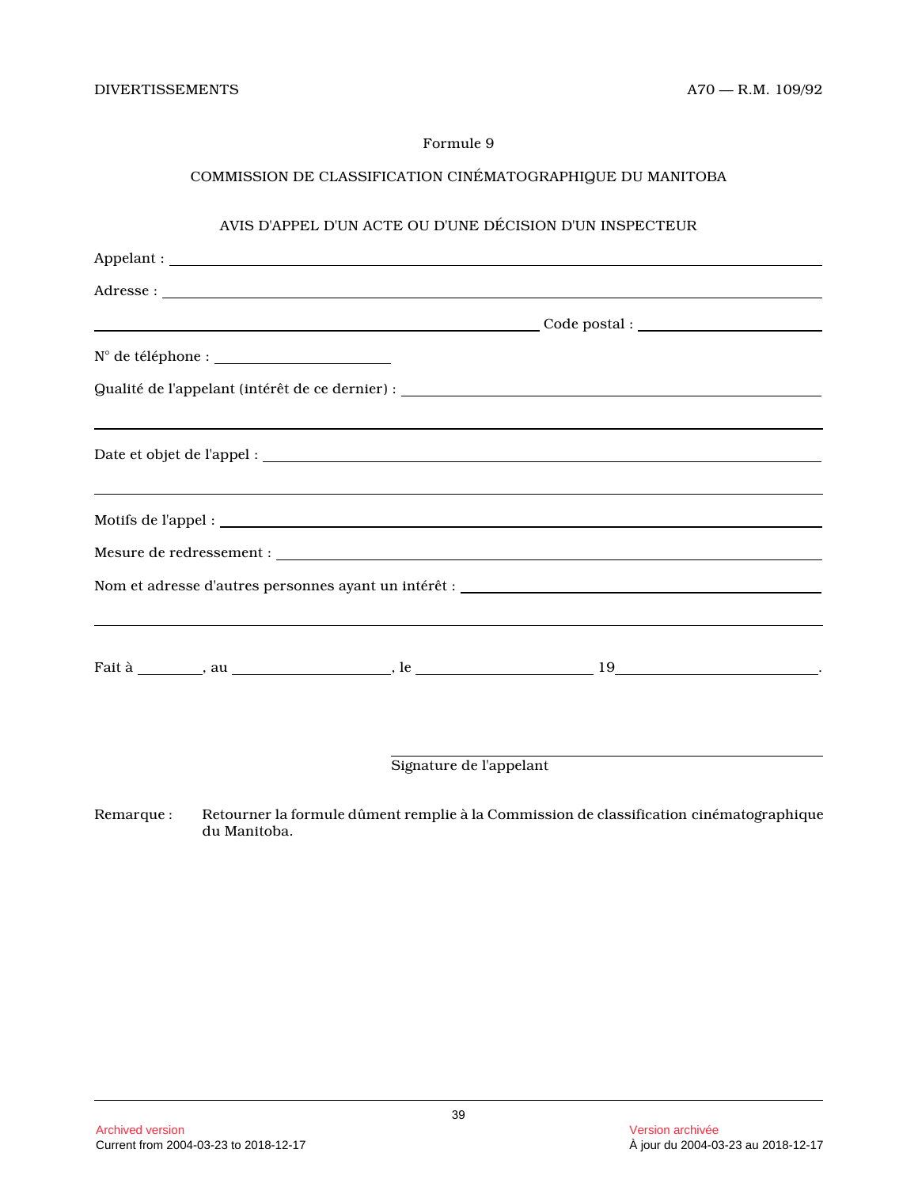Formule 9

COMMISSION DE CLASSIFICATION CINÉMATOGRAPHIQUE DU MANITOBA

AVIS D'APPEL D'UN ACTE OU D'UNE DÉCISION D'UN INSPECTEUR

Appelant : ______________________________________________

Adresse : ______________________________________________

______________________________ Code postal : ______________

N° de téléphone : ______________

Qualité de l'appelant (intérêt de ce dernier) : ______________________

______________________________________________

Date et objet de l'appel : ______________________________

______________________________________________

Motifs de l'appel : ______________________________________

Mesure de redressement : ________________________________

Nom et adresse d'autres personnes ayant un intérêt : ______________

______________________________________________

Fait à ________, au ______________, le ______________ 19______________.

______________________________
Signature de l'appelant

Remarque : Retourner la formule dûment remplie à la Commission de classification cinématographique du Manitoba.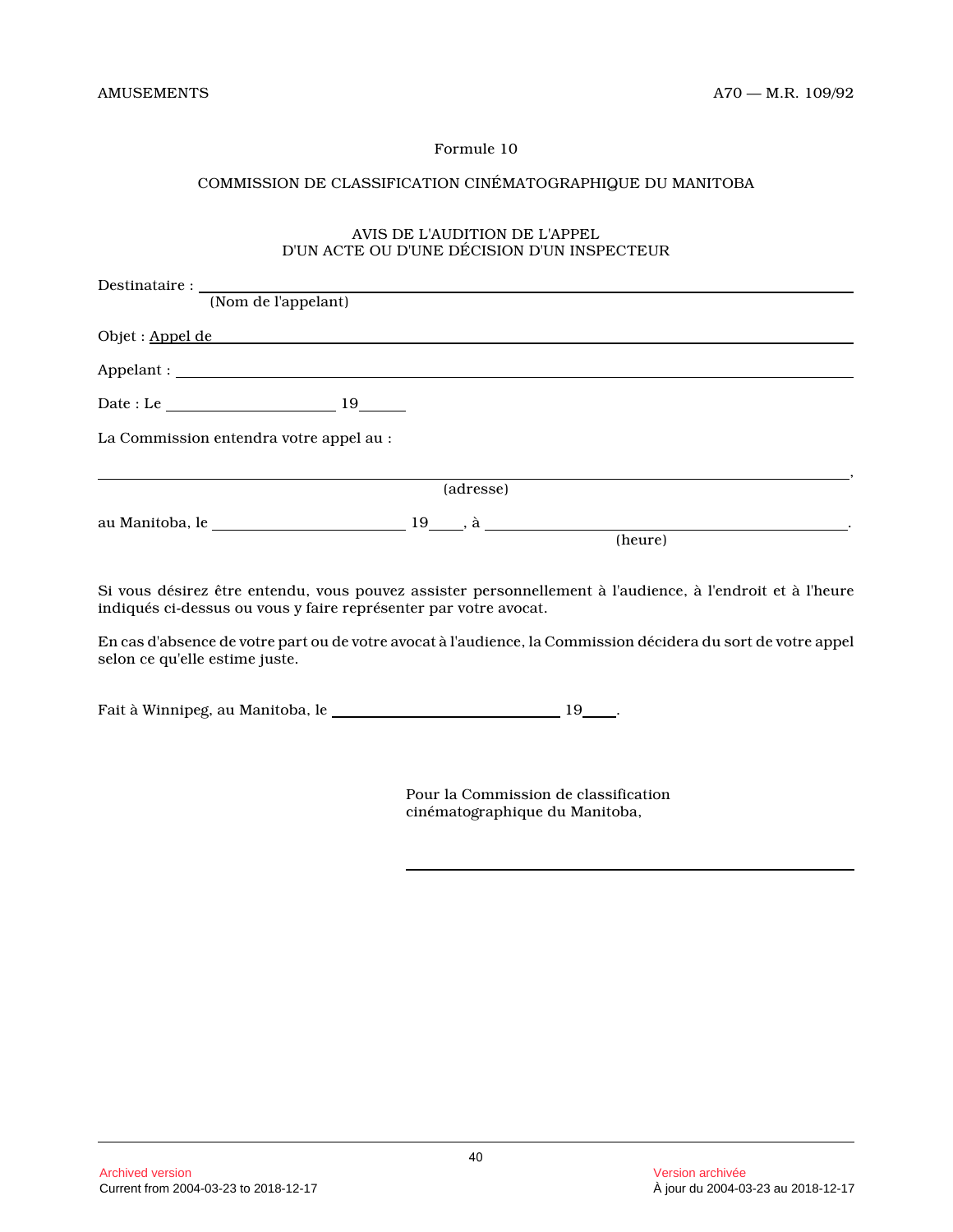Formule 10

COMMISSION DE CLASSIFICATION CINÉMATOGRAPHIQUE DU MANITOBA

AVIS DE L'AUDITION DE L'APPEL
D'UN ACTE OU D'UNE DÉCISION D'UN INSPECTEUR

Destinataire : ______________________________________________
(Nom de l'appelant)

Objet : Appel de ______________________________________________

Appelant : ______________________________________________

Date : Le ______________________ 19______

La Commission entendra votre appel au :

______________________________________________,
(adresse)

au Manitoba, le ______________________ 19____, à ______________________.
(heure)

Si vous désirez être entendu, vous pouvez assister personnellement à l'audience, à l'endroit et à l'heure indiqués ci-dessus ou vous y faire représenter par votre avocat.

En cas d'absence de votre part ou de votre avocat à l'audience, la Commission décidera du sort de votre appel selon ce qu'elle estime juste.

Fait à Winnipeg, au Manitoba, le ______________________ 19____.

Pour la Commission de classification cinématographique du Manitoba,

______________________________________________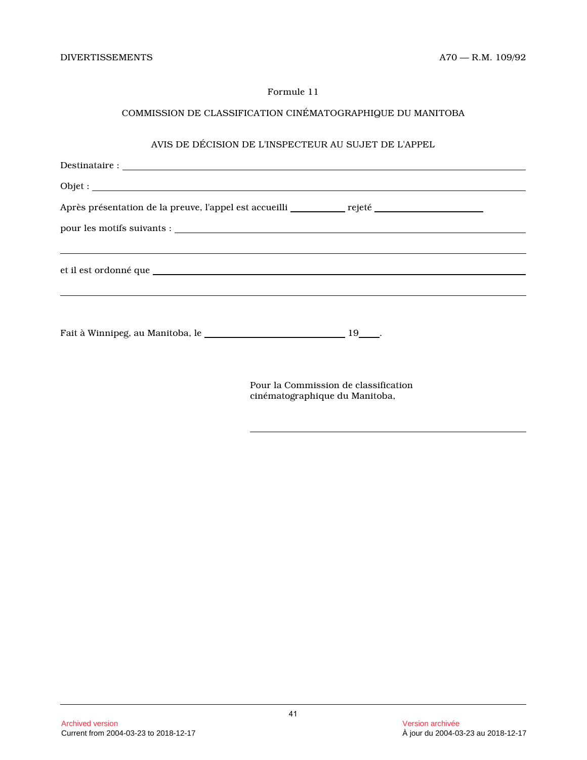Formule 11

COMMISSION DE CLASSIFICATION CINÉMATOGRAPHIQUE DU MANITOBA

AVIS DE DÉCISION DE L'INSPECTEUR AU SUJET DE L'APPEL

Destinataire : ____________________________________________

Objet : ____________________________________________

Après présentation de la preuve, l'appel est accueilli __________ rejeté ____________________

pour les motifs suivants : ____________________________________________

____________________________________________

et il est ordonné que ____________________________________________

____________________________________________

Fait à Winnipeg, au Manitoba, le ________________________ 19____.

Pour la Commission de classification cinématographique du Manitoba,

____________________________________________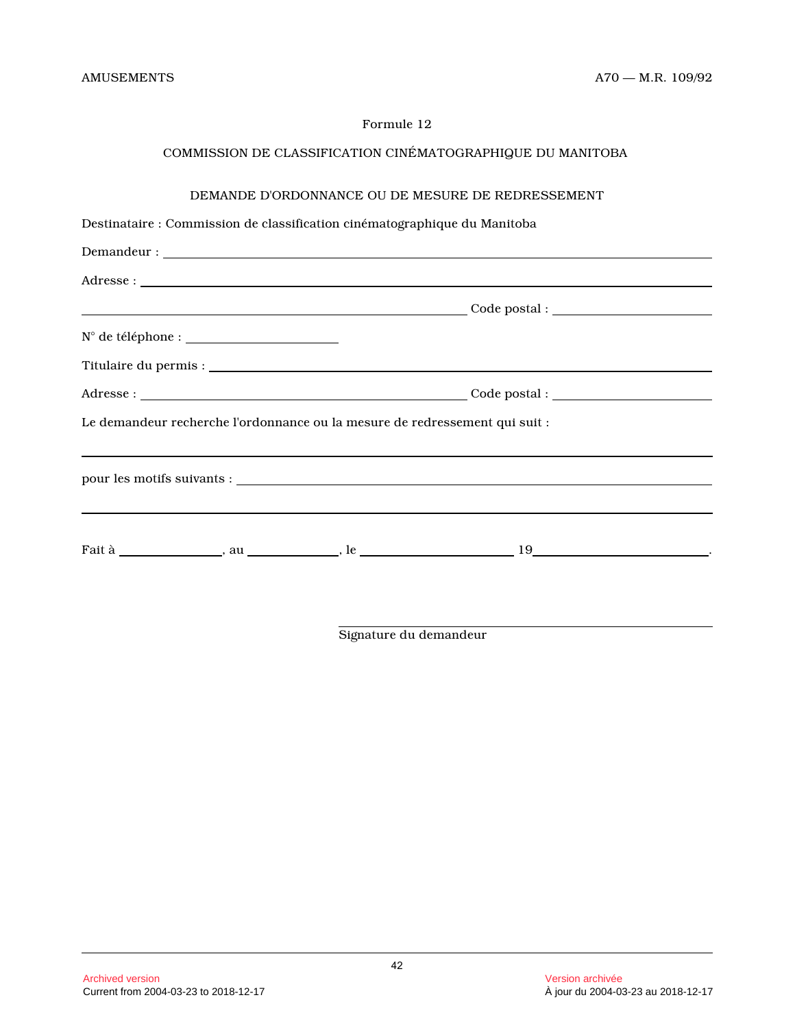Formule 12

COMMISSION DE CLASSIFICATION CINÉMATOGRAPHIQUE DU MANITOBA

DEMANDE D'ORDONNANCE OU DE MESURE DE REDRESSEMENT

Destinataire : Commission de classification cinématographique du Manitoba

Demandeur : ______________________________________________________________

Adresse : ________________________________________________________________

______________________________________________ Code postal : ________________

N° de téléphone : ____________________

Titulaire du permis : ______________________________________________________

Adresse : ______________________________________ Code postal : ________________

Le demandeur recherche l'ordonnance ou la mesure de redressement qui suit :

_________________________________________________________________________

pour les motifs suivants : __________________________________________________

_________________________________________________________________________

Fait à ______________, au ____________, le ____________________ 19______________________.

______________________________
Signature du demandeur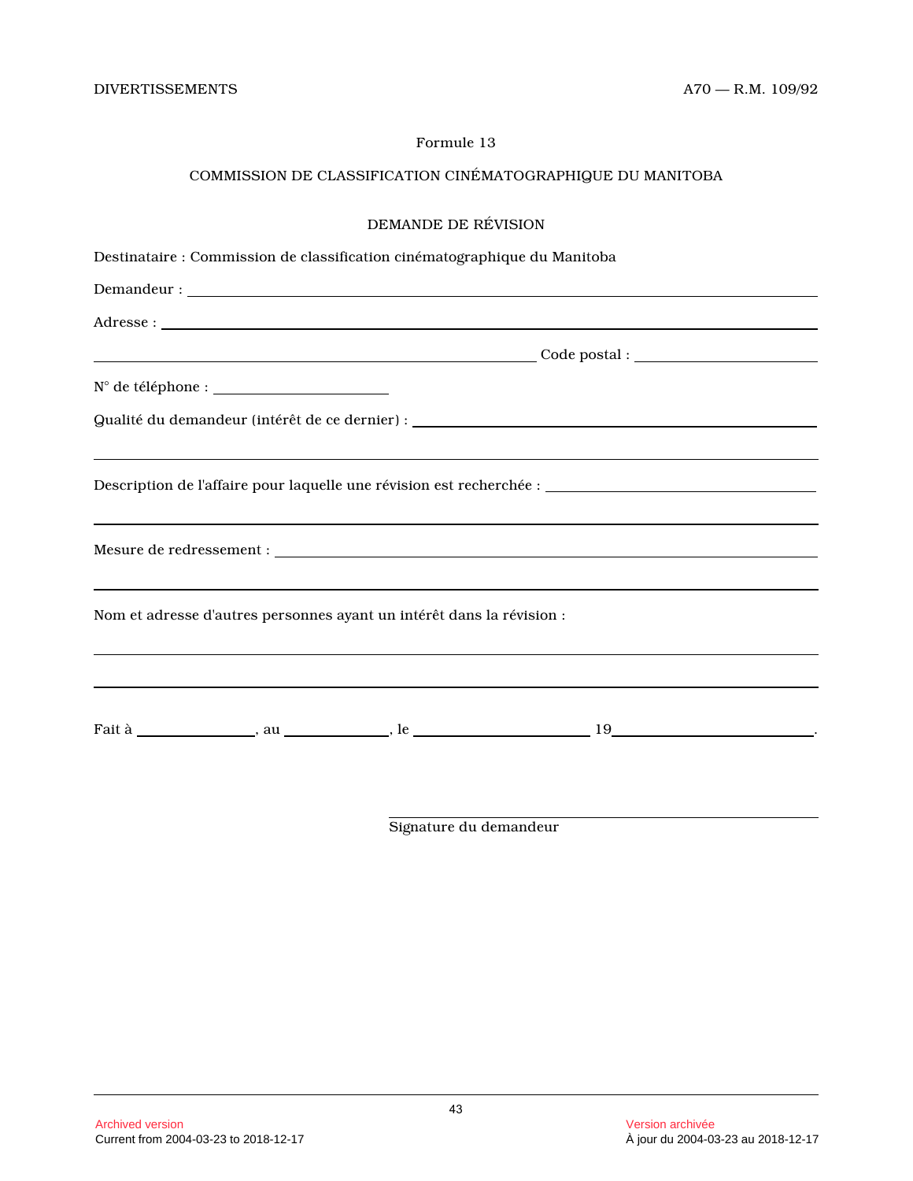Formule 13

COMMISSION DE CLASSIFICATION CINÉMATOGRAPHIQUE DU MANITOBA

DEMANDE DE RÉVISION

Destinataire : Commission de classification cinématographique du Manitoba

Demandeur : ____________________________________________

Adresse : ____________________________________________

____________________________ Code postal : ______________

N° de téléphone : ______________

Qualité du demandeur (intérêt de ce dernier) : ____________________________

____________________________________________

Description de l'affaire pour laquelle une révision est recherchée : ______________

____________________________________________

Mesure de redressement : ____________________________________________

____________________________________________

Nom et adresse d'autres personnes ayant un intérêt dans la révision :

____________________________________________

____________________________________________

Fait à ______________, au ______________, le ______________ 19______________.

____________________________
Signature du demandeur

Archived version
Current from 2004-03-23 to 2018-12-17

Version archivée
À jour du 2004-03-23 au 2018-12-17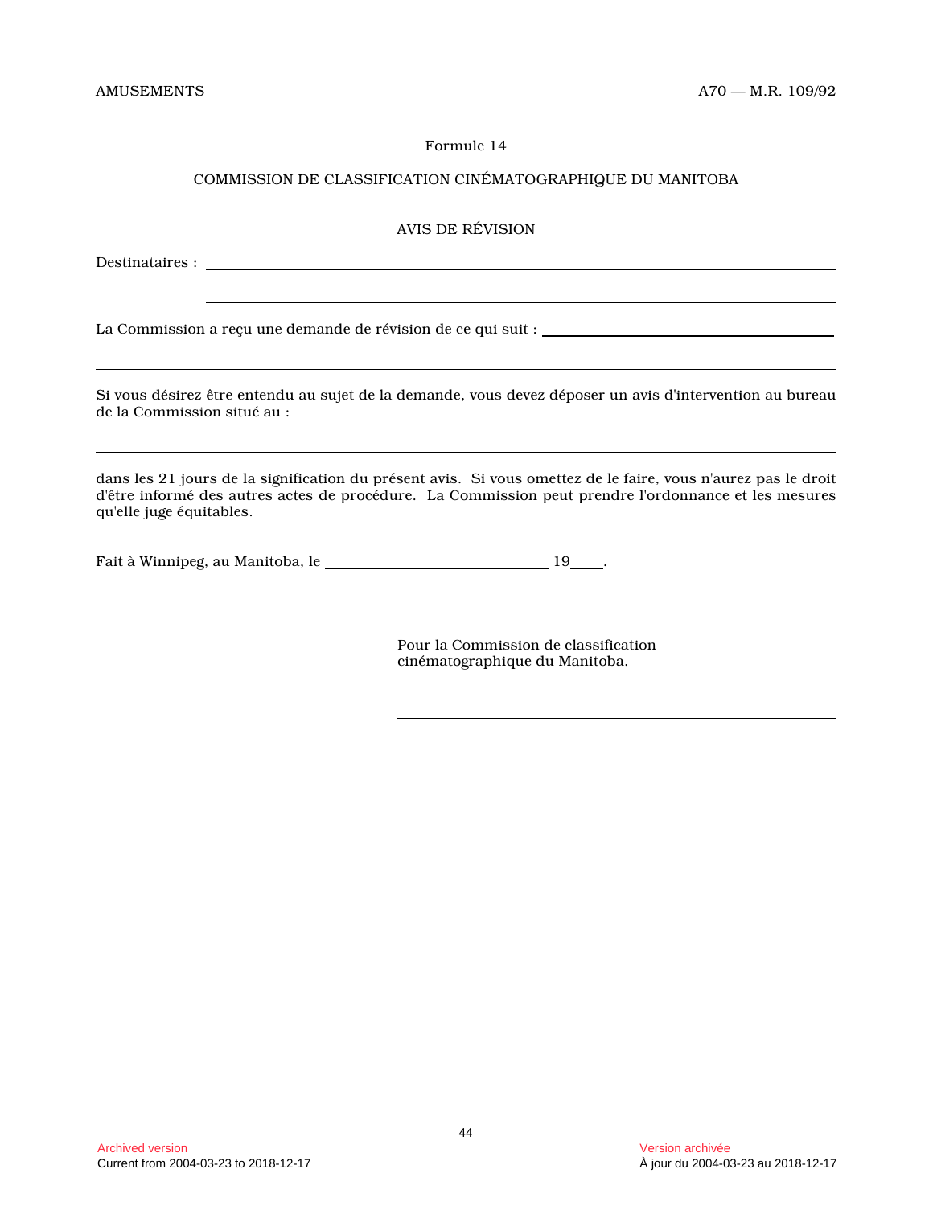Formule 14

COMMISSION DE CLASSIFICATION CINÉMATOGRAPHIQUE DU MANITOBA

AVIS DE RÉVISION

Destinataires : ______________________________________________

______________________________________________

La Commission a reçu une demande de révision de ce qui suit : ______________________________

______________________________________________

Si vous désirez être entendu au sujet de la demande, vous devez déposer un avis d'intervention au bureau de la Commission situé au :

______________________________________________

dans les 21 jours de la signification du présent avis. Si vous omettez de le faire, vous n'aurez pas le droit d'être informé des autres actes de procédure. La Commission peut prendre l'ordonnance et les mesures qu'elle juge équitables.

Fait à Winnipeg, au Manitoba, le ______________________ 19____.

Pour la Commission de classification cinématographique du Manitoba,

______________________________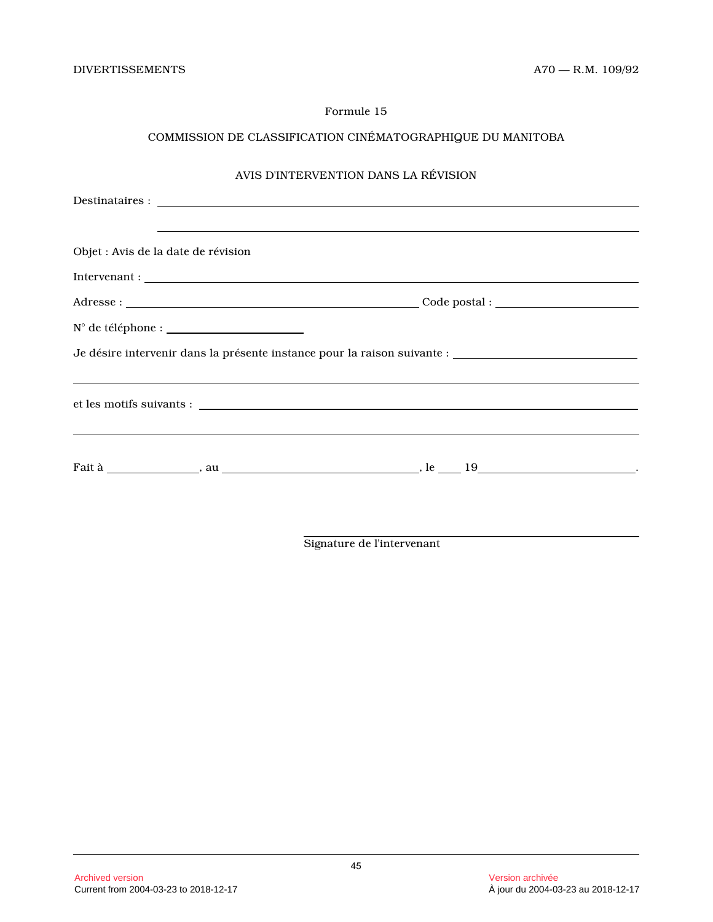Formule 15

COMMISSION DE CLASSIFICATION CINÉMATOGRAPHIQUE DU MANITOBA

AVIS D'INTERVENTION DANS LA RÉVISION

Destinataires : ______________________________________________

______________________________________________

Objet : Avis de la date de révision

Intervenant : ______________________________________________

Adresse : ______________________________ Code postal : ______________

N° de téléphone : ______________

Je désire intervenir dans la présente instance pour la raison suivante : ______________________

______________________________________________

et les motifs suivants : ______________________________________________

______________________________________________

Fait à ____________, au ______________________, le ____ 19________________.

______________________________

Signature de l'intervenant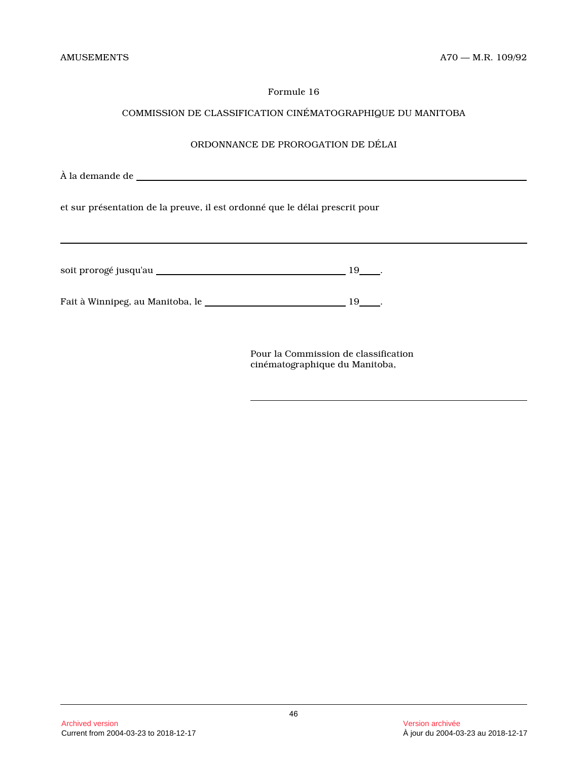Formule 16

COMMISSION DE CLASSIFICATION CINÉMATOGRAPHIQUE DU MANITOBA

ORDONNANCE DE PROROGATION DE DÉLAI

À la demande de ________________________________________________

et sur présentation de la preuve, il est ordonné que le délai prescrit pour

________________________________________________________________

soit prorogé jusqu'au ______________________________ 19____.

Fait à Winnipeg, au Manitoba, le ________________________ 19____.

Pour la Commission de classification cinématographique du Manitoba,

________________________________________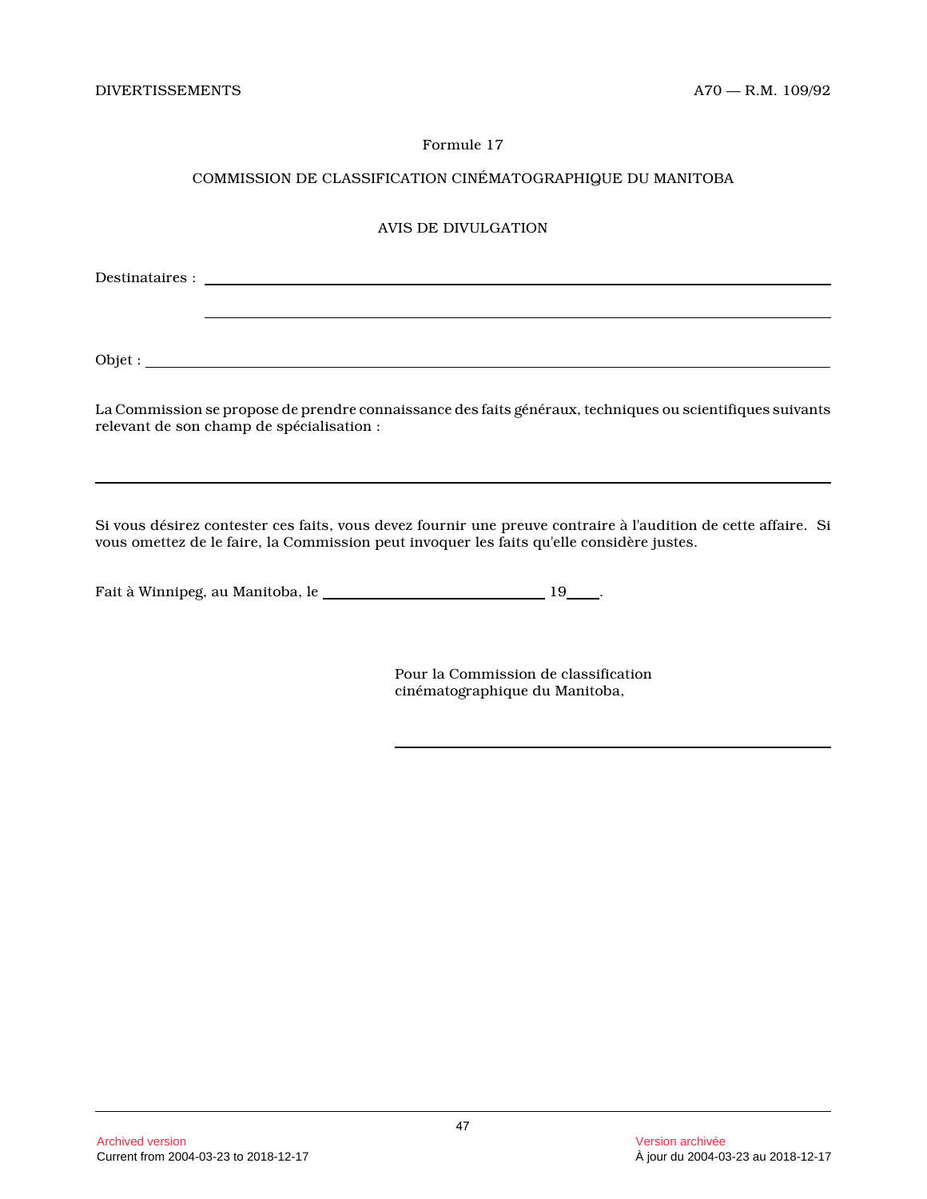Formule 17

COMMISSION DE CLASSIFICATION CINÉMATOGRAPHIQUE DU MANITOBA

AVIS DE DIVULGATION

Destinataires : ______________________________________________

______________________________________________

Objet : ______________________________________________

La Commission se propose de prendre connaissance des faits généraux, techniques ou scientifiques suivants relevant de son champ de spécialisation :

______________________________________________

Si vous désirez contester ces faits, vous devez fournir une preuve contraire à l'audition de cette affaire. Si vous omettez de le faire, la Commission peut invoquer les faits qu'elle considère justes.

Fait à Winnipeg, au Manitoba, le ______________________ 19____.

Pour la Commission de classification cinématographique du Manitoba,

______________________________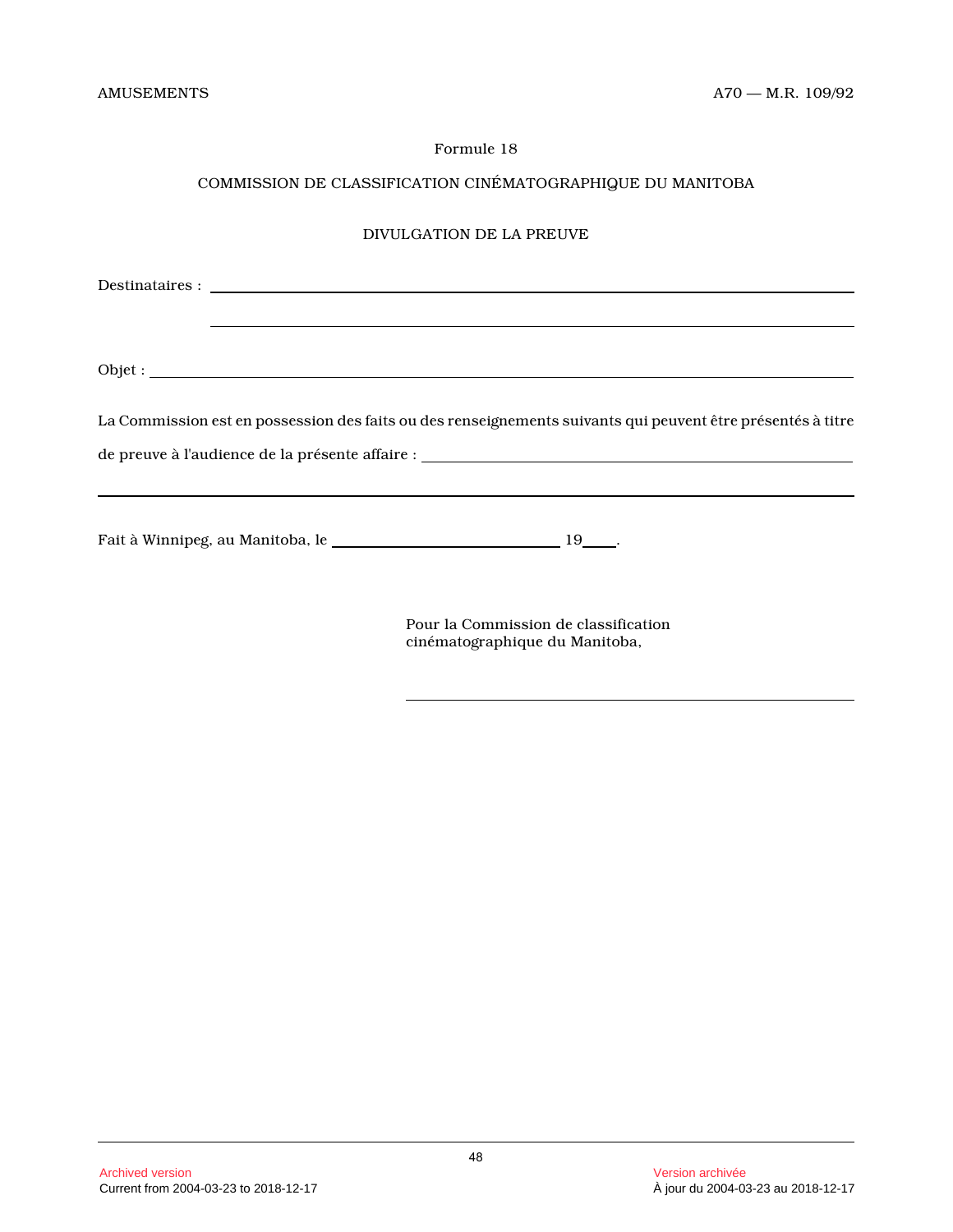Formule 18

COMMISSION DE CLASSIFICATION CINÉMATOGRAPHIQUE DU MANITOBA

DIVULGATION DE LA PREUVE

Destinataires : ______________________________________________

______________________________________________

Objet : ______________________________________________

La Commission est en possession des faits ou des renseignements suivants qui peuvent être présentés à titre de preuve à l'audience de la présente affaire : ______________________________________________

______________________________________________

Fait à Winnipeg, au Manitoba, le ______________________ 19____.

Pour la Commission de classification cinématographique du Manitoba,

______________________________________________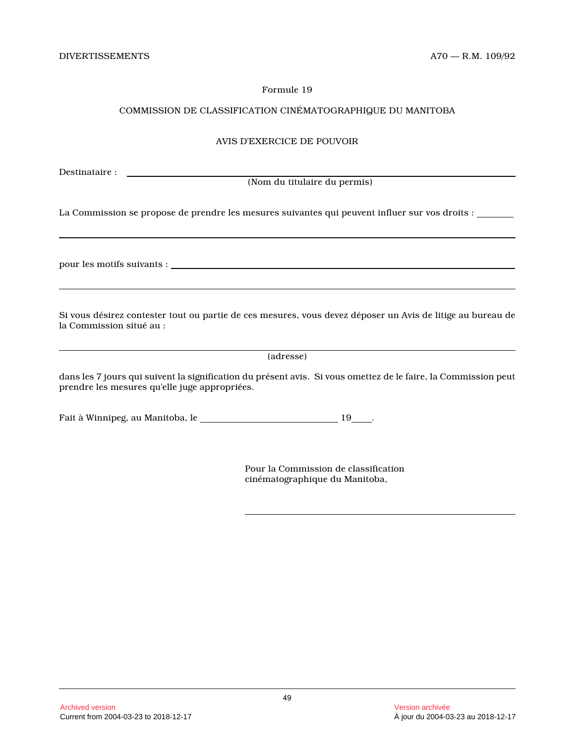Formule 19

COMMISSION DE CLASSIFICATION CINÉMATOGRAPHIQUE DU MANITOBA

AVIS D'EXERCICE DE POUVOIR

Destinataire : ______________________________________________
(Nom du titulaire du permis)

La Commission se propose de prendre les mesures suivantes qui peuvent influer sur vos droits : ________

______________________________________________________________

pour les motifs suivants : ______________________________________________

______________________________________________________________

Si vous désirez contester tout ou partie de ces mesures, vous devez déposer un Avis de litige au bureau de la Commission situé au :

______________________________________________________________
(adresse)

dans les 7 jours qui suivent la signification du présent avis. Si vous omettez de le faire, la Commission peut prendre les mesures qu'elle juge appropriées.

Fait à Winnipeg, au Manitoba, le ____________________ 19____.

Pour la Commission de classification cinématographique du Manitoba,

______________________________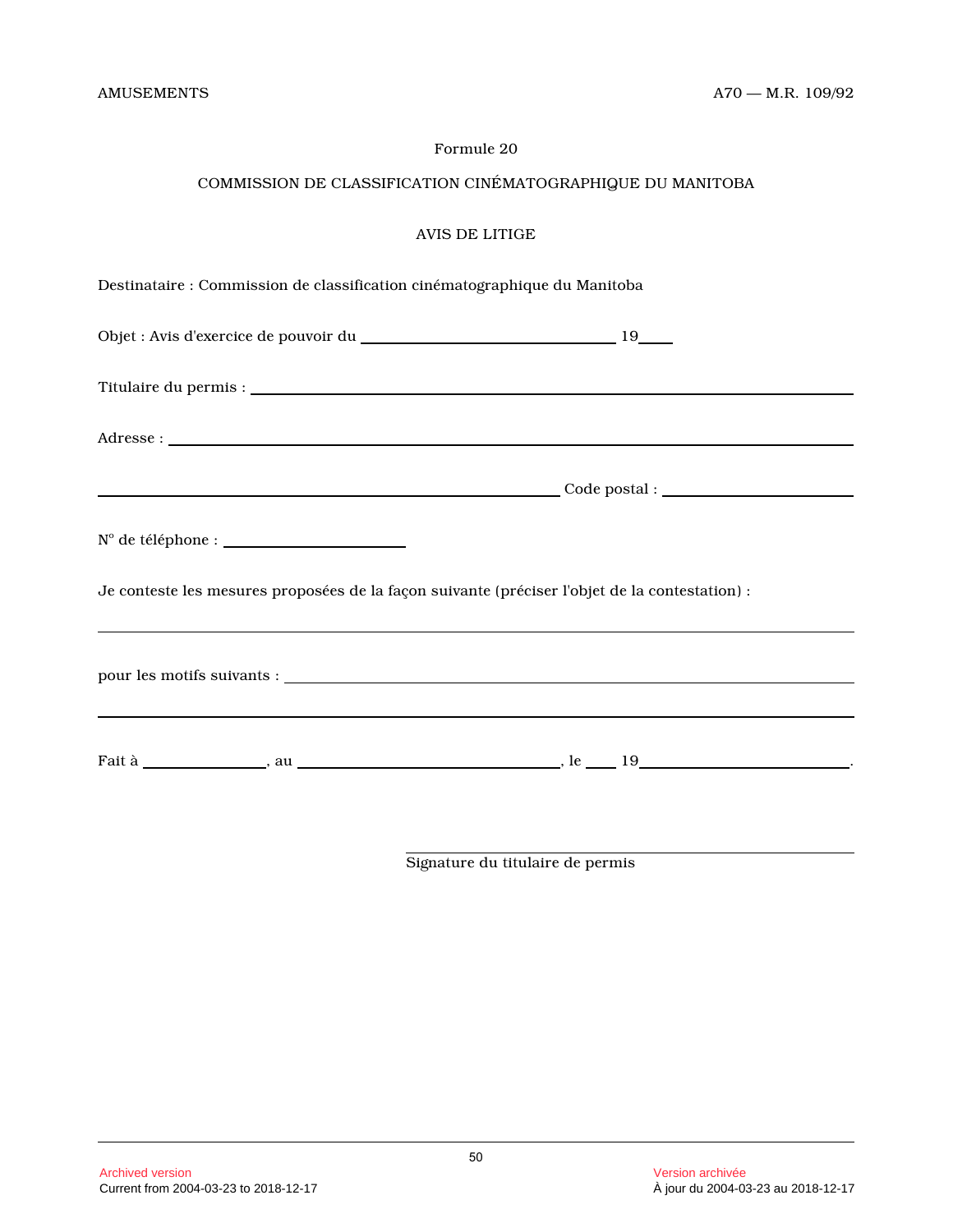Formule 20

COMMISSION DE CLASSIFICATION CINÉMATOGRAPHIQUE DU MANITOBA

AVIS DE LITIGE

Destinataire : Commission de classification cinématographique du Manitoba

Objet : Avis d'exercice de pouvoir du ______________________________ 19____

Titulaire du permis : ______________________________________________________________

Adresse : ________________________________________________________________________

______________________________________________________ Code postal : ______________________

N° de téléphone : ______________________

Je conteste les mesures proposées de la façon suivante (préciser l'objet de la contestation) :

_________________________________________________________________________________

pour les motifs suivants : _________________________________________________________

_________________________________________________________________________________

Fait à ______________, au ______________________________, le ____ 19________________________.

______________________________________________

Signature du titulaire de permis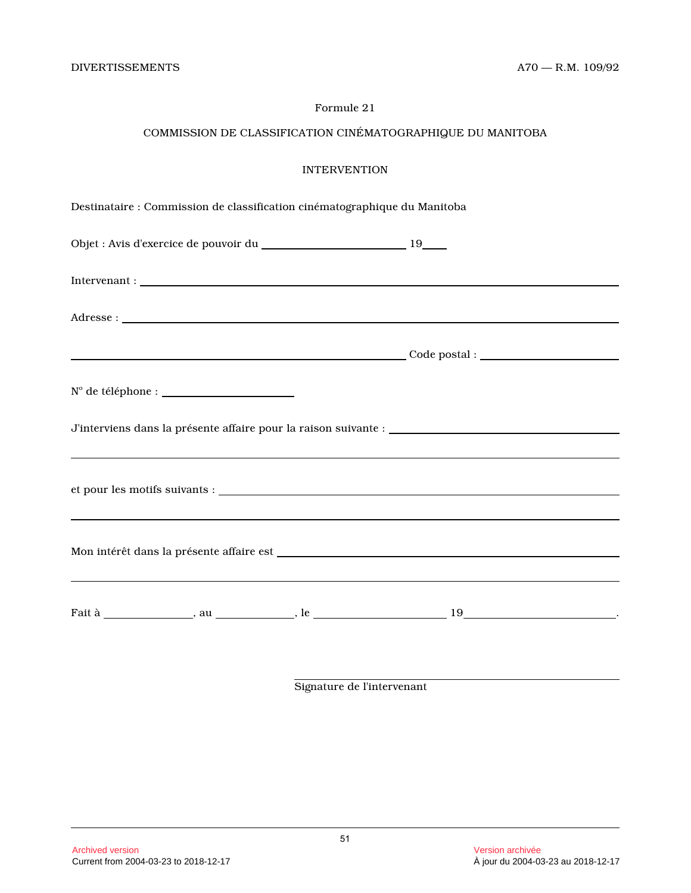Formule 21

COMMISSION DE CLASSIFICATION CINÉMATOGRAPHIQUE DU MANITOBA

INTERVENTION

Destinataire : Commission de classification cinématographique du Manitoba

Objet : Avis d'exercice de pouvoir du ________________________ 19____

Intervenant : ____________________________________________________________

Adresse : ________________________________________________________________

________________________________________________ Code postal : ______________

N° de téléphone : ____________________

J'interviens dans la présente affaire pour la raison suivante : ______________________

______________________________________________________________________

et pour les motifs suivants : ______________________________________________

______________________________________________________________________

Mon intérêt dans la présente affaire est _______________________________________

______________________________________________________________________

Fait à ______________, au ____________, le ____________________ 19______________________.

______________________________
Signature de l'intervenant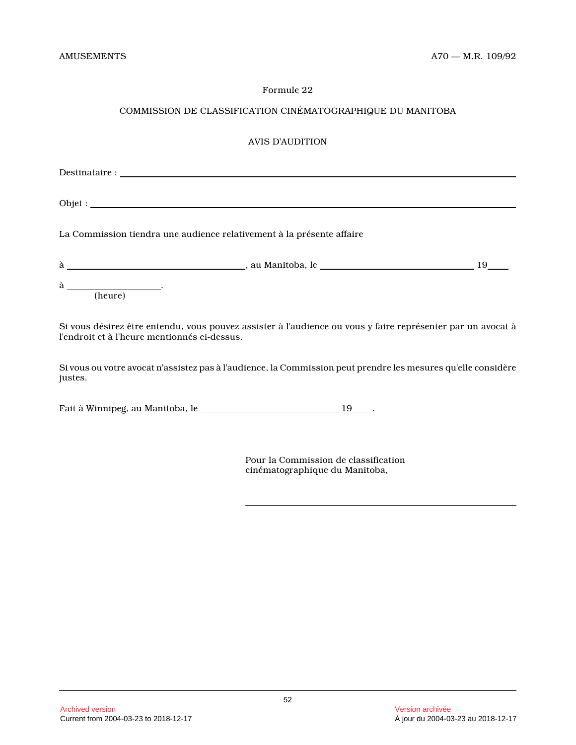Formule 22

COMMISSION DE CLASSIFICATION CINÉMATOGRAPHIQUE DU MANITOBA

AVIS D'AUDITION

Destinataire : ______________________________________________

Objet : ______________________________________________

La Commission tiendra une audience relativement à la présente affaire

à ______________________, au Manitoba, le ______________________ 19____

à ______________.
(heure)

Si vous désirez être entendu, vous pouvez assister à l'audience ou vous y faire représenter par un avocat à l'endroit et à l'heure mentionnés ci-dessus.

Si vous ou votre avocat n'assistez pas à l'audience, la Commission peut prendre les mesures qu'elle considère justes.

Fait à Winnipeg, au Manitoba, le ______________________ 19____.

Pour la Commission de classification cinématographique du Manitoba,

______________________________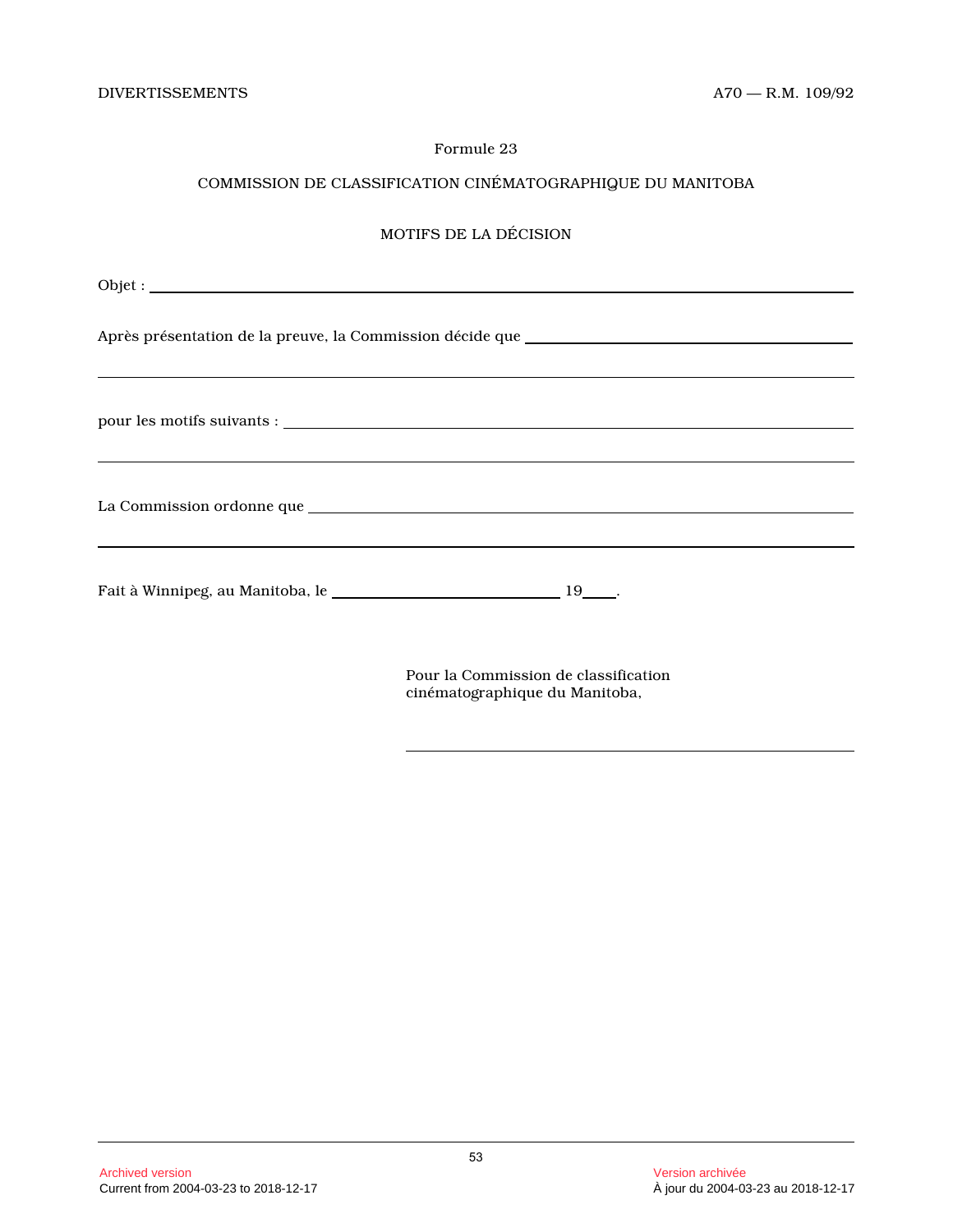Formule 23

COMMISSION DE CLASSIFICATION CINÉMATOGRAPHIQUE DU MANITOBA

MOTIFS DE LA DÉCISION

Objet : ____________________________________________________________

Après présentation de la preuve, la Commission décide que ____________________

____________________________________________________________

pour les motifs suivants : ____________________________________________

____________________________________________________________

La Commission ordonne que ____________________________________________

____________________________________________________________

Fait à Winnipeg, au Manitoba, le ______________________ 19____.

Pour la Commission de classification cinématographique du Manitoba,

____________________________________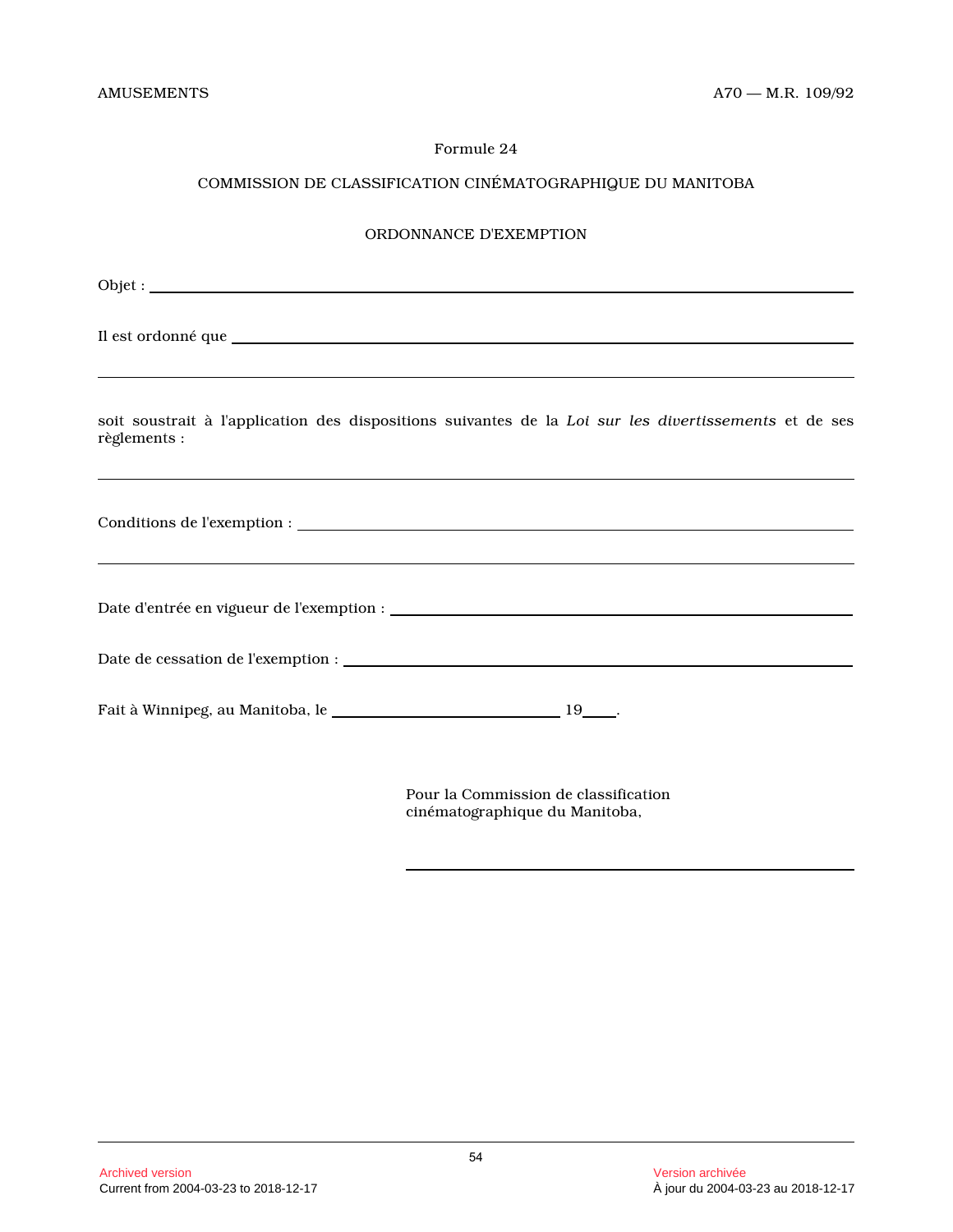Formule 24

COMMISSION DE CLASSIFICATION CINÉMATOGRAPHIQUE DU MANITOBA

ORDONNANCE D'EXEMPTION

Objet : ______________________________________________________________________

Il est ordonné que ______________________________________________________________

______________________________________________________________________________

soit soustrait à l'application des dispositions suivantes de la *Loi sur les divertissements* et de ses règlements :

______________________________________________________________________________

Conditions de l'exemption : ______________________________________________________

______________________________________________________________________________

Date d'entrée en vigueur de l'exemption : ________________________________________

Date de cessation de l'exemption : ______________________________________________

Fait à Winnipeg, au Manitoba, le ____________________________ 19____.

Pour la Commission de classification cinématographique du Manitoba,

______________________________________________